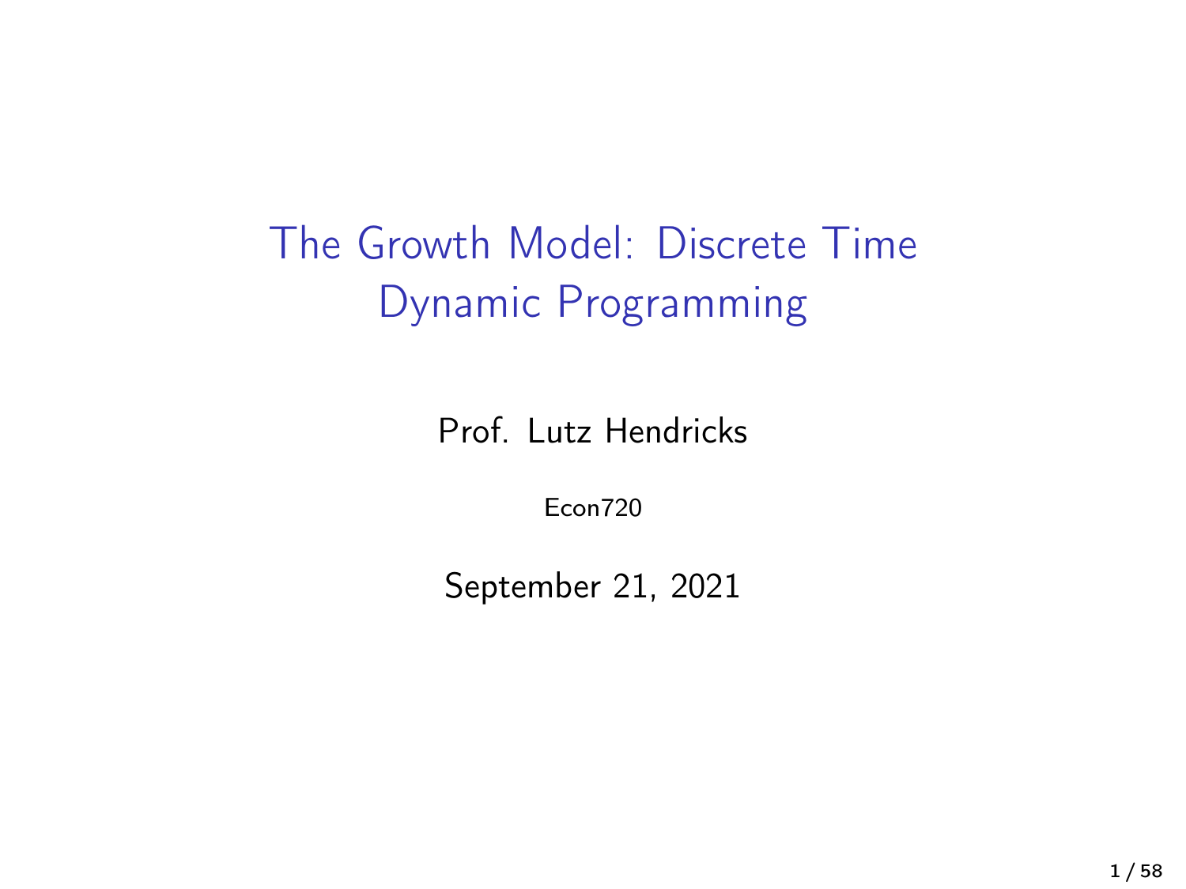# The Growth Model: Discrete Time Dynamic Programming

Prof. Lutz Hendricks

Econ720

September 21, 2021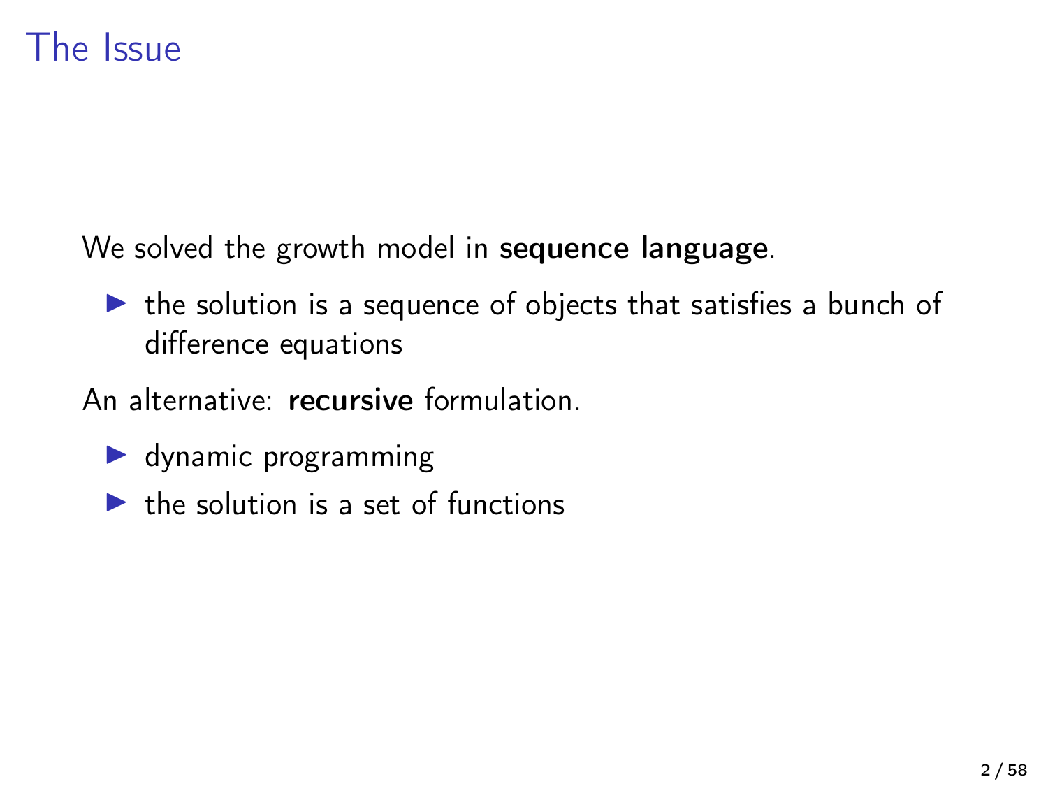# The Issue

We solved the growth model in **sequence language**.

- the solution is a sequence of objects that satisfies a bunch of difference equations

An alternative: **recursive** formulation.

- dynamic programming
- the solution is a set of functions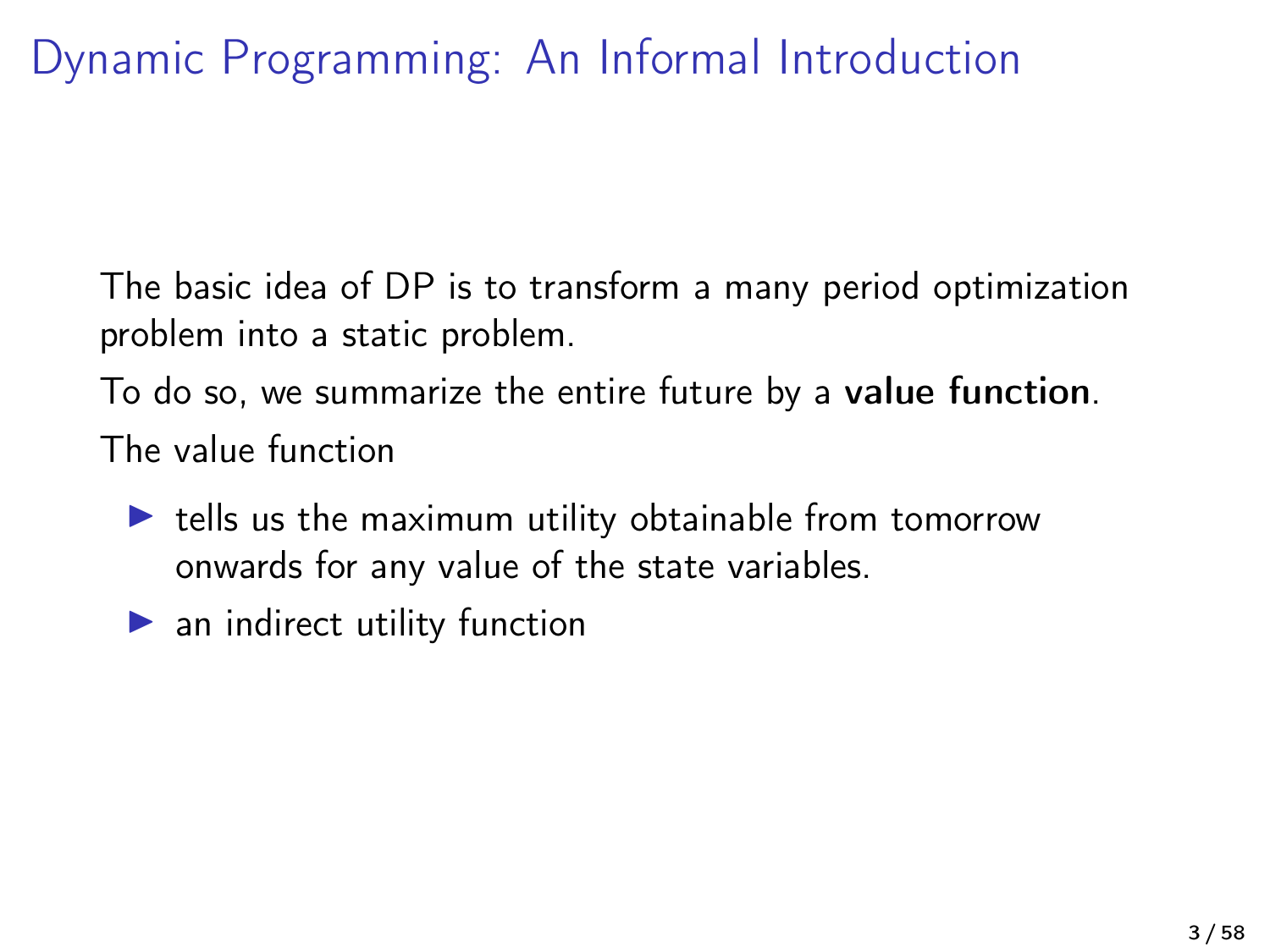# Dynamic Programming: An Informal Introduction

The basic idea of DP is to transform a many period optimization problem into a static problem.

To do so, we summarize the entire future by a **value function**.

The value function

- tells us the maximum utility obtainable from tomorrow onwards for any value of the state variables.
- an indirect utility function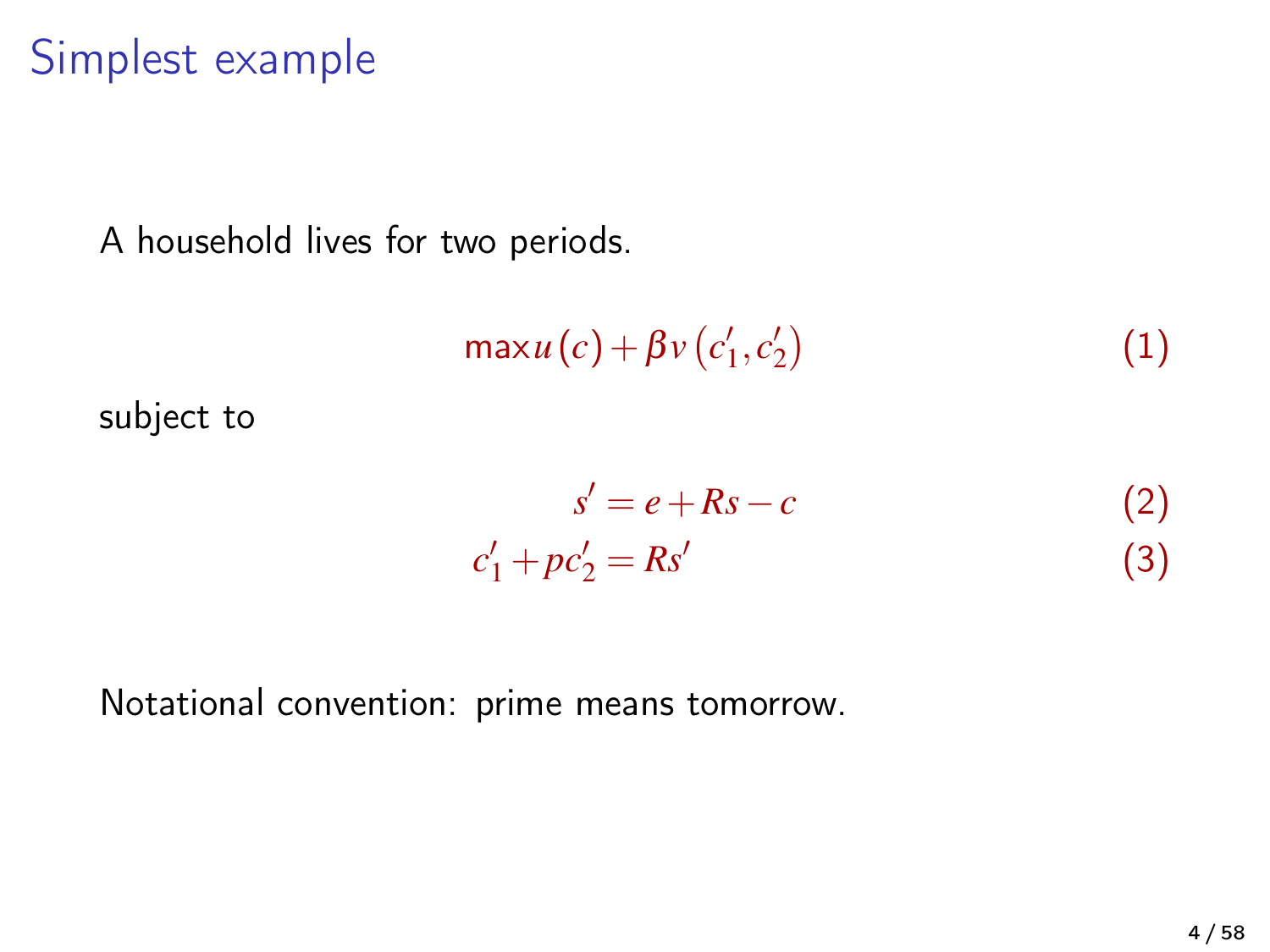# Simplest example

A household lives for two periods.

$$\max u(c) + \beta v(c_1', c_2') \tag{1}$$

subject to

$$s' = e + Rs - c \tag{2}$$

$$c_1' + pc_2' = Rs' \tag{3}$$

Notational convention: prime means tomorrow.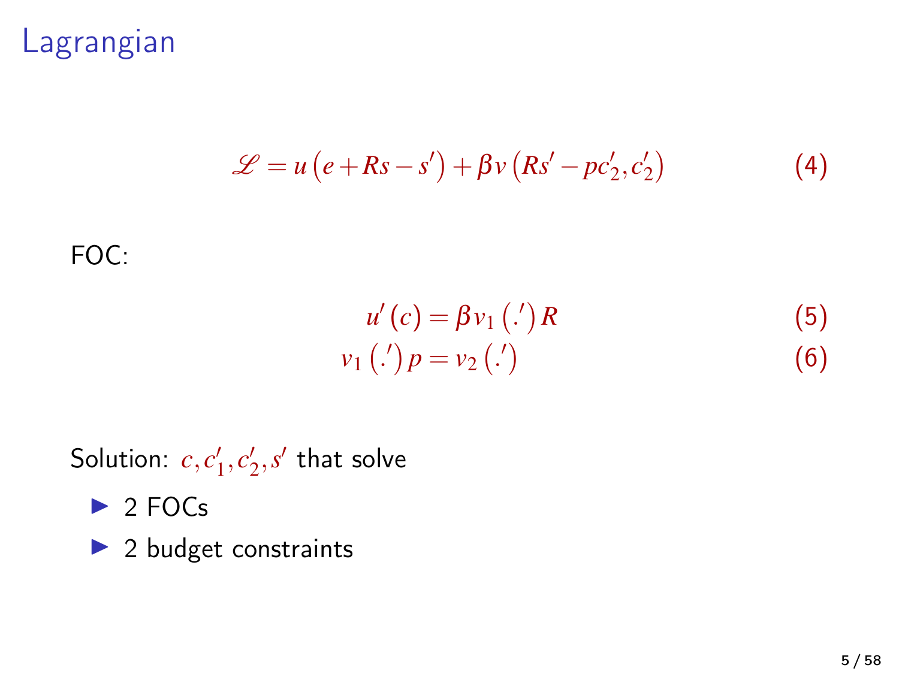# Lagrangian

$$\mathscr{L} = u\left(e + Rs - s'\right) + \beta v\left(Rs' - pc_2', c_2'\right) \tag{4}$$

FOC:

$$u'(c) = \beta v_1\left(.'\right) R \tag{5}$$

$$v_1\left(.'\right) p = v_2\left(.'\right) \tag{6}$$

Solution: $c, c_1', c_2', s'$ that solve

- 2 FOCs
- 2 budget constraints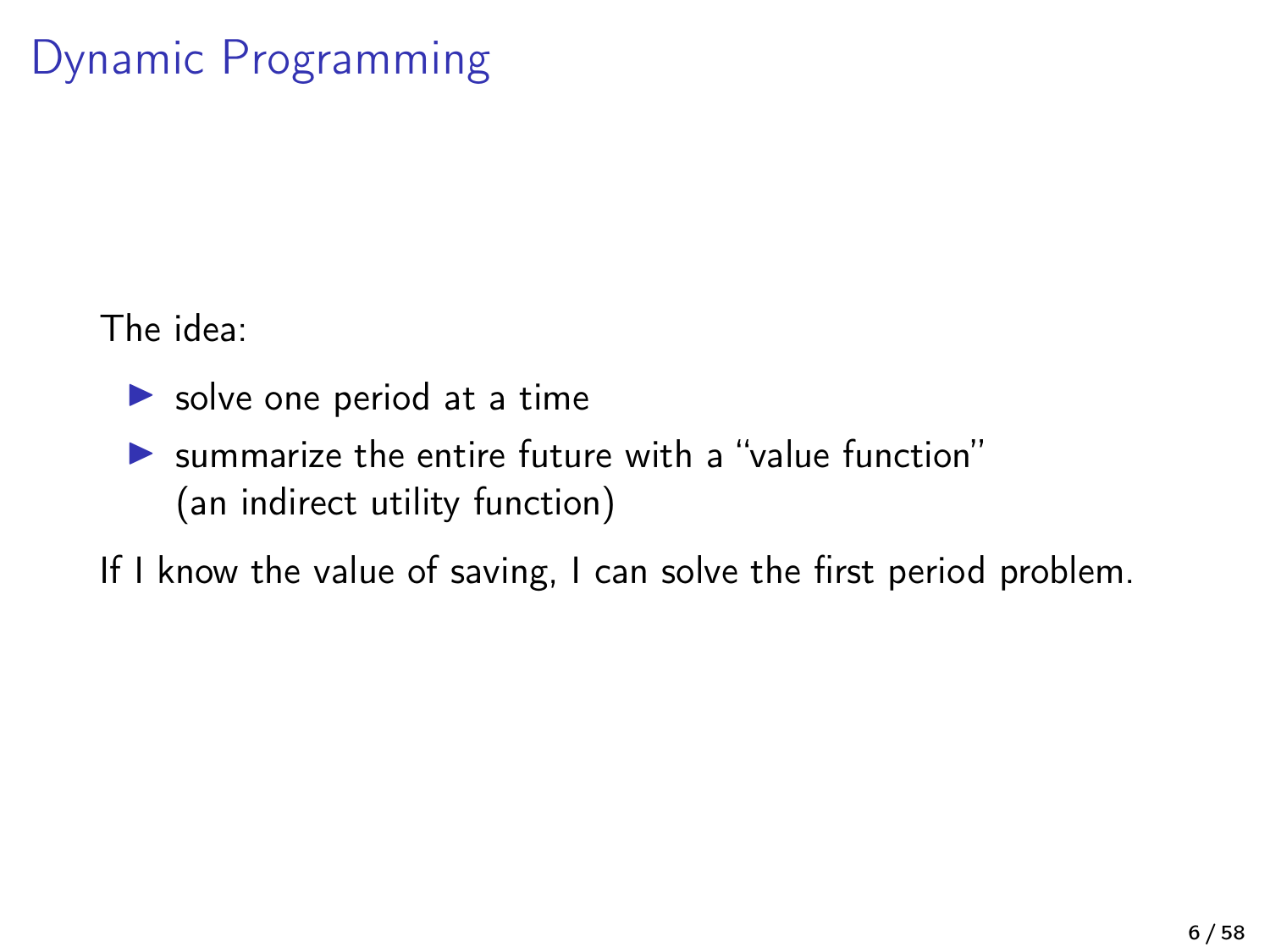# Dynamic Programming

The idea:

- solve one period at a time
- summarize the entire future with a "value function" (an indirect utility function)

If I know the value of saving, I can solve the first period problem.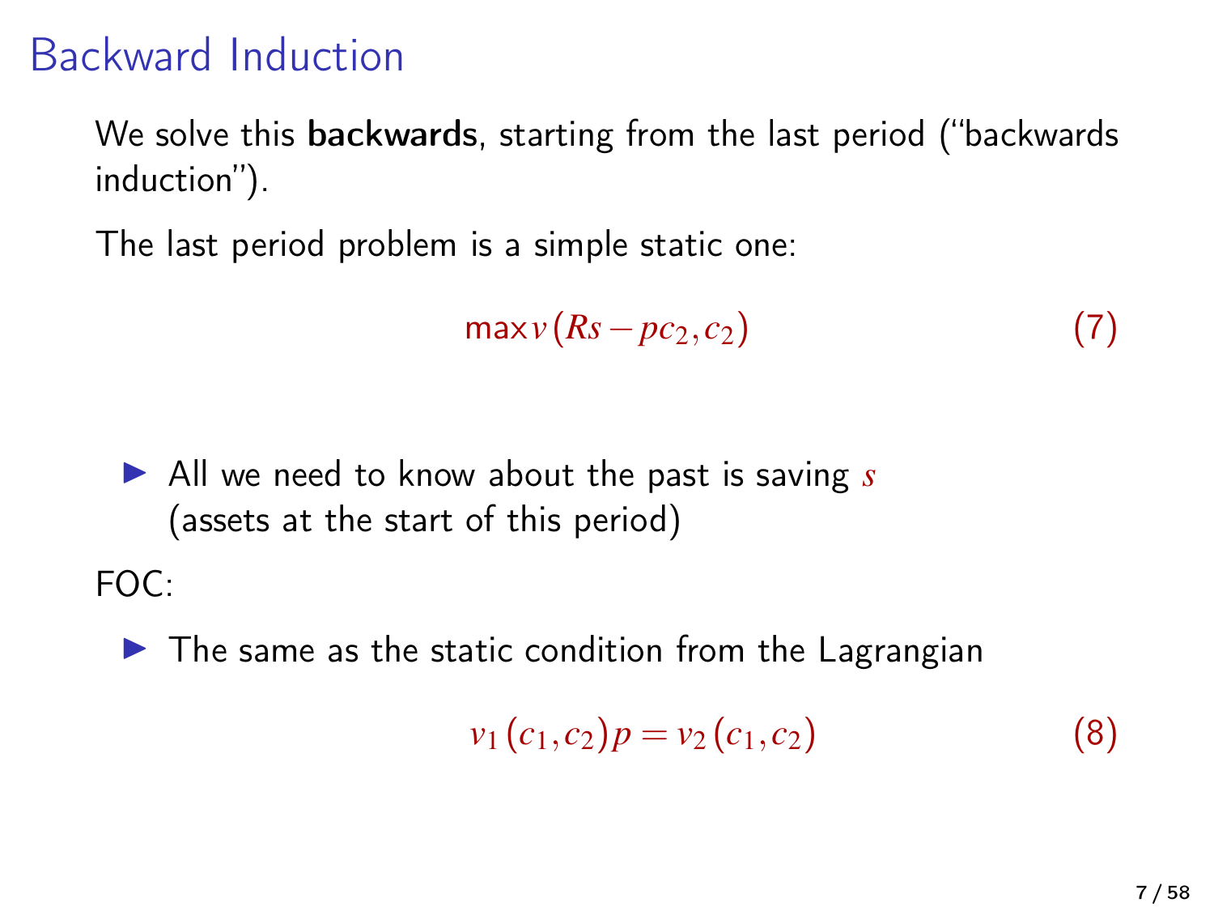# Backward Induction

We solve this **backwards**, starting from the last period ("backwards induction").

The last period problem is a simple static one:

$$\max v(Rs - pc_2, c_2) \tag{7}$$

- All we need to know about the past is saving $s$ (assets at the start of this period)

FOC:

- The same as the static condition from the Lagrangian

$$v_1(c_1, c_2)p = v_2(c_1, c_2) \tag{8}$$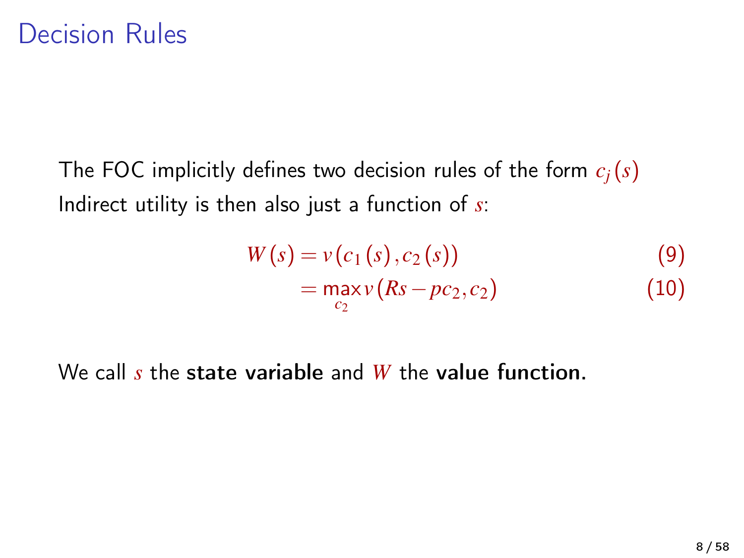# Decision Rules

The FOC implicitly defines two decision rules of the form $c_j(s)$

Indirect utility is then also just a function of $s$:

$$W(s) = v(c_1(s), c_2(s)) \tag{9}$$

$$= \max_{c_2} v(Rs - pc_2, c_2) \tag{10}$$

We call $s$ the **state variable** and $W$ the **value function.**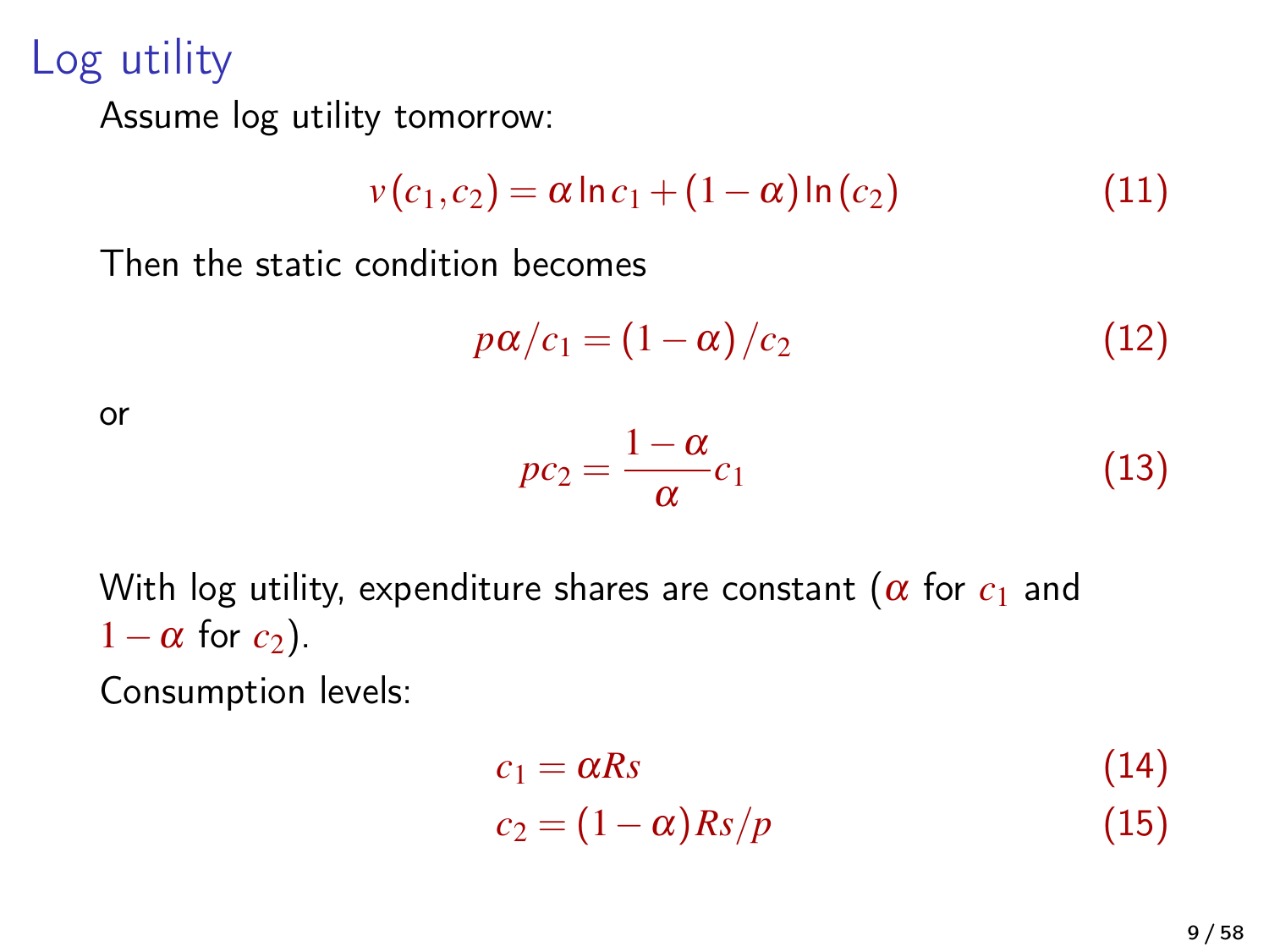# Log utility

Assume log utility tomorrow:

$$v(c_1, c_2) = \alpha \ln c_1 + (1 - \alpha) \ln (c_2) \tag{11}$$

Then the static condition becomes

$$p\alpha / c_1 = (1 - \alpha) / c_2 \tag{12}$$

or

$$pc_2 = \frac{1 - \alpha}{\alpha} c_1 \tag{13}$$

With log utility, expenditure shares are constant ($\alpha$ for $c_1$ and $1 - \alpha$ for $c_2$).

Consumption levels:

$$c_1 = \alpha R s \tag{14}$$

$$c_2 = (1 - \alpha) R s / p \tag{15}$$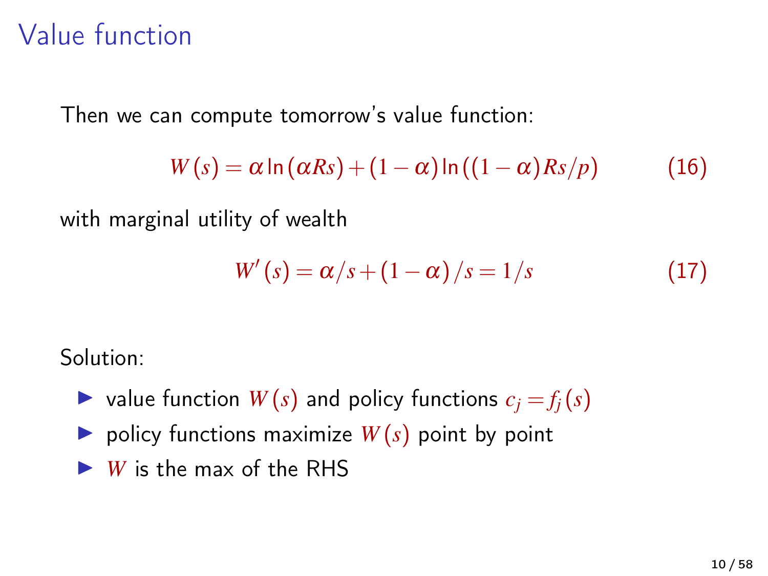# Value function

Then we can compute tomorrow's value function:

$$W(s) = \alpha \ln(\alpha R s) + (1-\alpha)\ln((1-\alpha)Rs/p) \tag{16}$$

with marginal utility of wealth

$$W'(s) = \alpha/s + (1-\alpha)/s = 1/s \tag{17}$$

Solution:

- value function $W(s)$ and policy functions $c_j = f_j(s)$
- policy functions maximize $W(s)$ point by point
- $W$ is the max of the RHS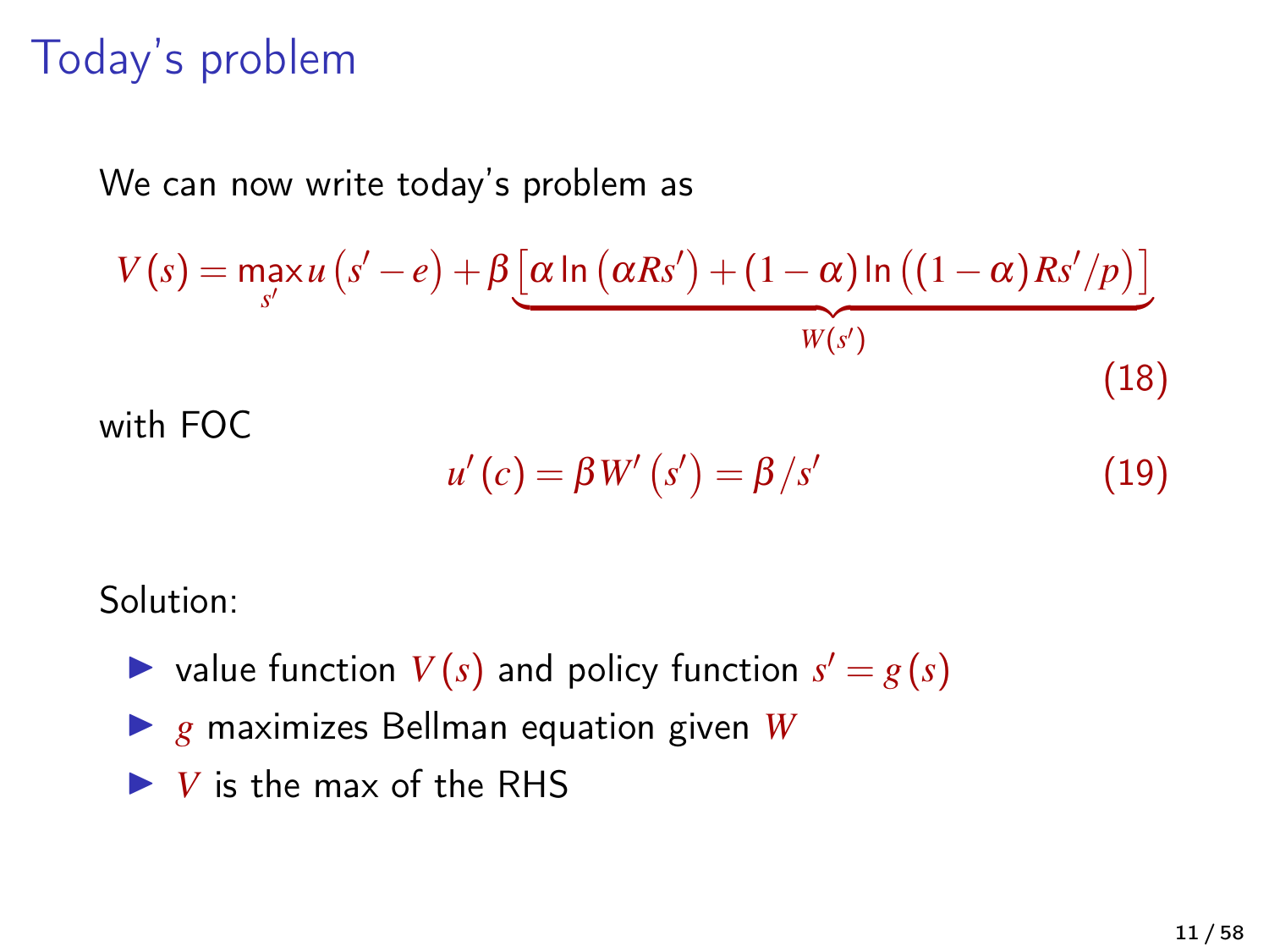# Today's problem

We can now write today's problem as

$$V(s) = \max_{s'} u(s' - e) + \beta \underbrace{\left[\alpha \ln(\alpha R s') + (1-\alpha) \ln((1-\alpha) R s'/p)\right]}_{W(s')} \tag{18}$$

with FOC

$$u'(c) = \beta W'(s') = \beta / s' \tag{19}$$

Solution:

- value function $V(s)$ and policy function $s' = g(s)$
- $g$ maximizes Bellman equation given $W$
- $V$ is the max of the RHS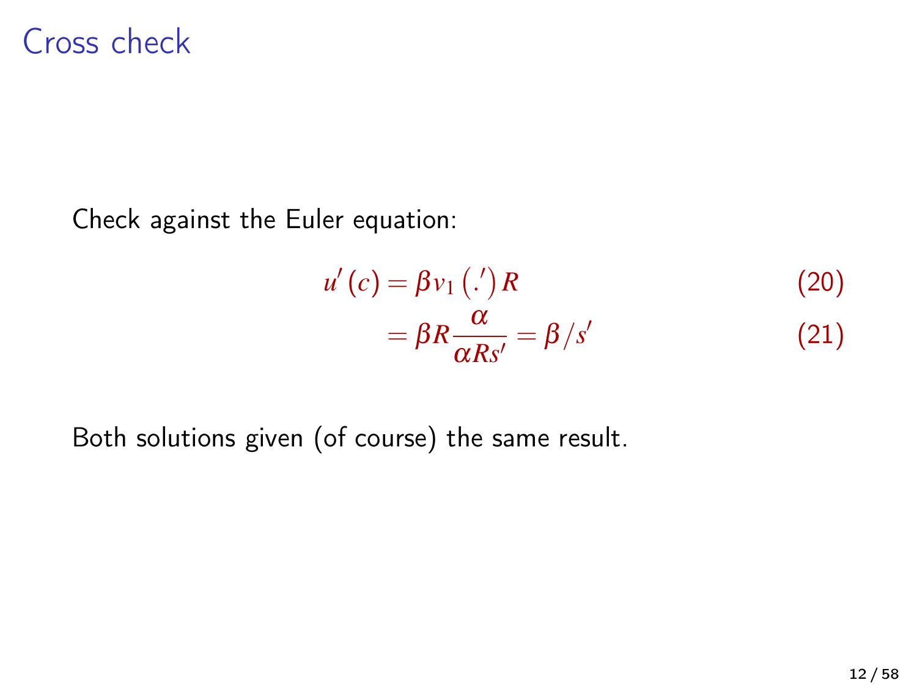# Cross check

Check against the Euler equation:

$$u'(c) = \beta v_1 \left(.'\right) R \tag{20}$$

$$= \beta R \frac{\alpha}{\alpha R s'} = \beta / s' \tag{21}$$

Both solutions given (of course) the same result.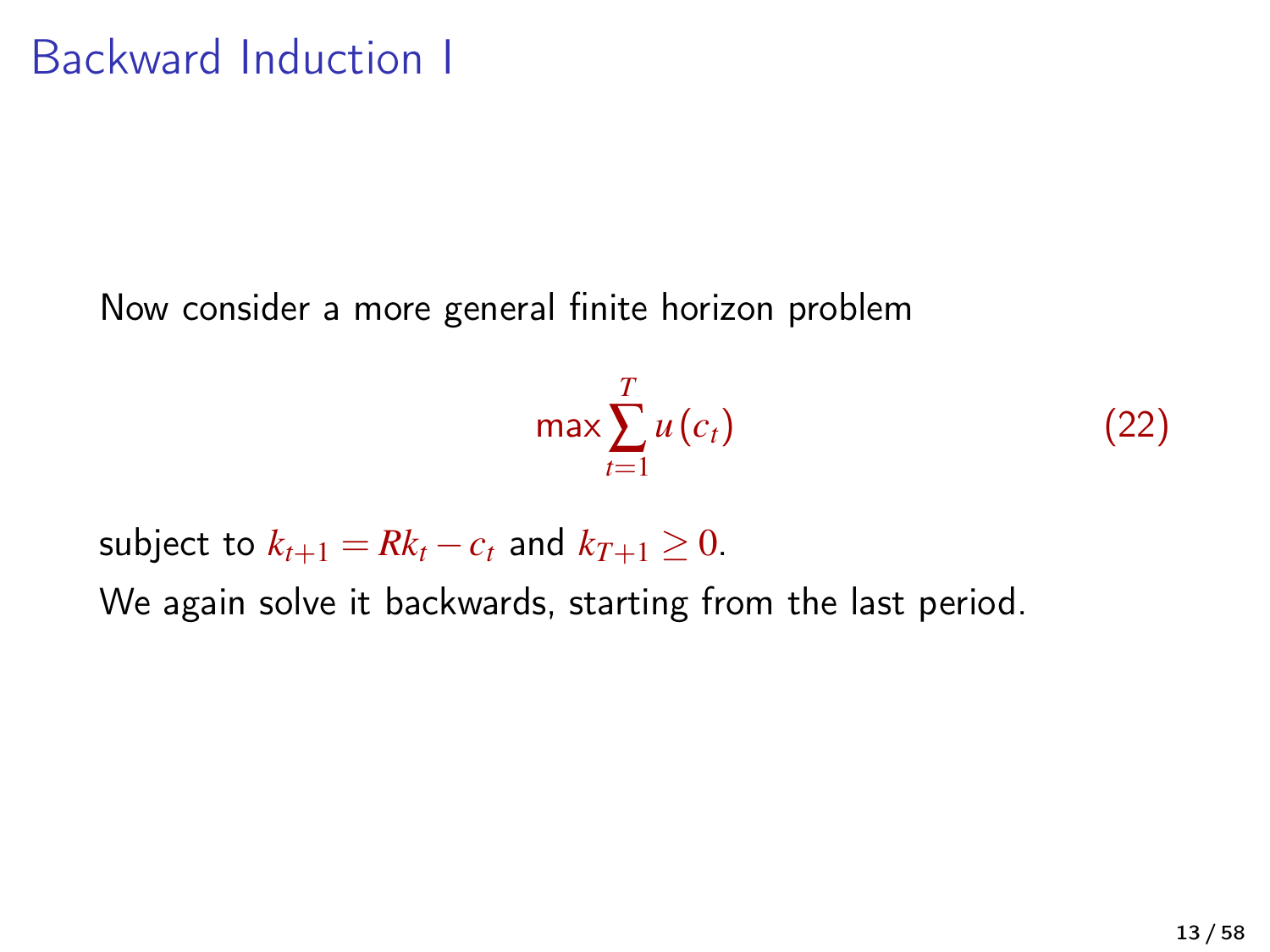# Backward Induction I

Now consider a more general finite horizon problem

$$\max \sum_{t=1}^{T} u(c_t) \tag{22}$$

subject to $k_{t+1} = Rk_t - c_t$ and $k_{T+1} \geq 0$.

We again solve it backwards, starting from the last period.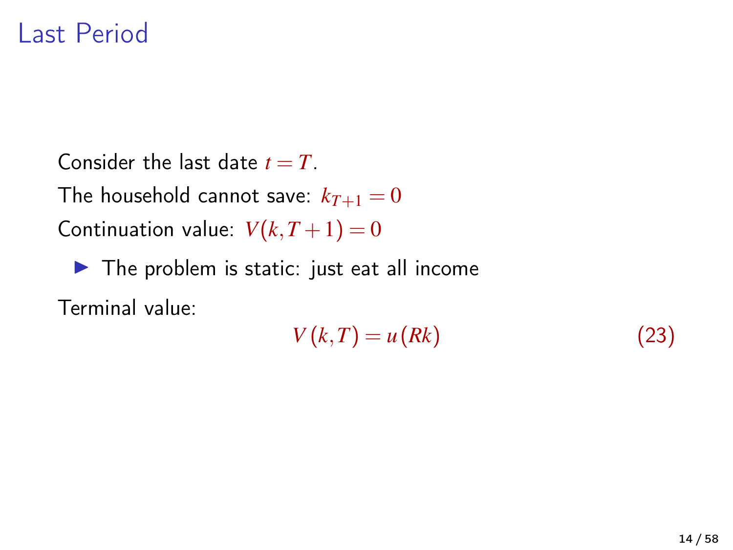# Last Period

Consider the last date $t = T$.

The household cannot save: $k_{T+1} = 0$

Continuation value: $V(k, T+1) = 0$

- The problem is static: just eat all income

Terminal value:

$$V(k, T) = u(Rk) \tag{23}$$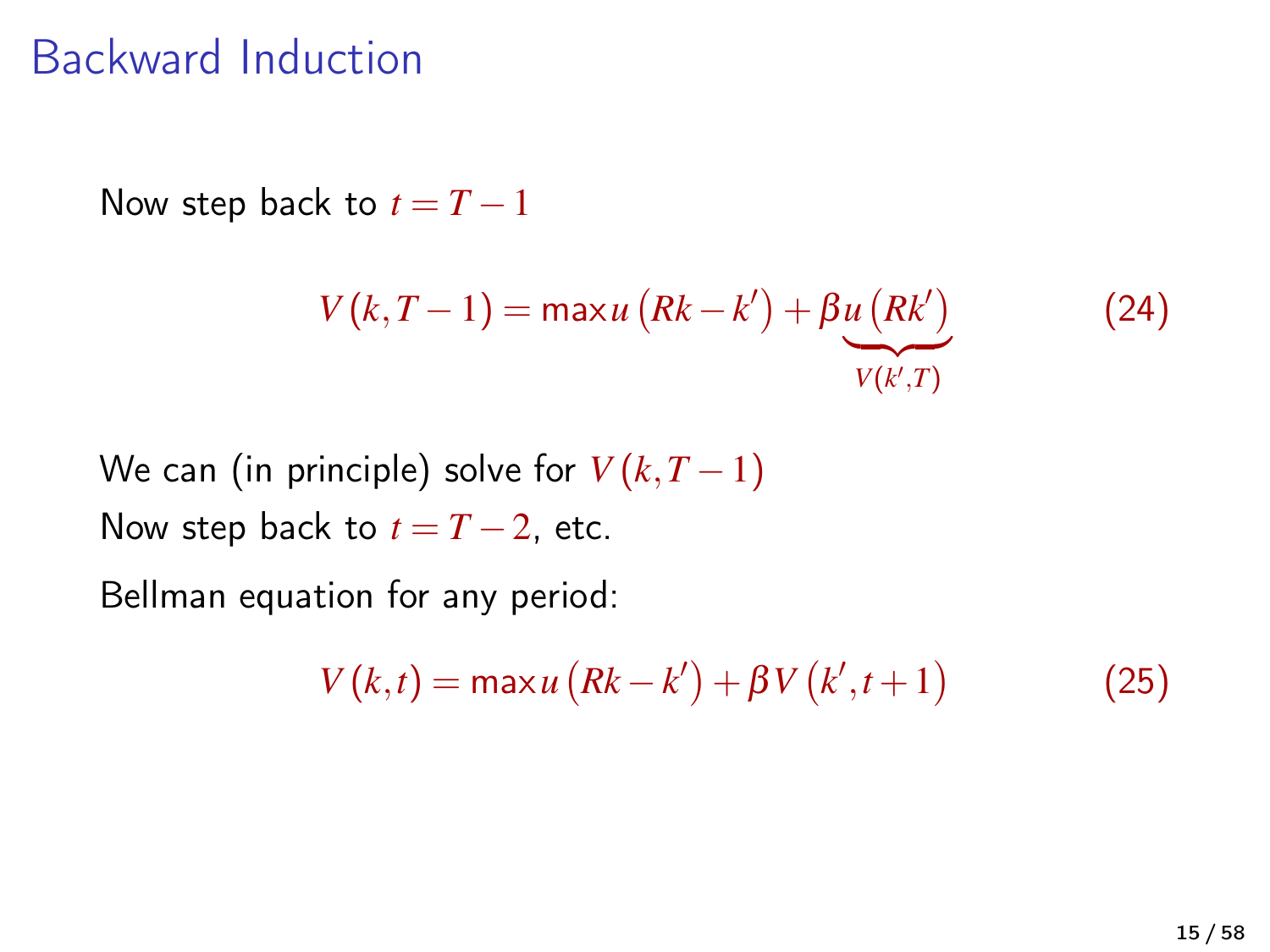# Backward Induction

Now step back to $t = T - 1$

$$V(k, T-1) = \max u(Rk - k') + \beta \underbrace{u(Rk')}_{V(k',T)} \tag{24}$$

We can (in principle) solve for $V(k, T-1)$

Now step back to $t = T - 2$, etc.

Bellman equation for any period:

$$V(k,t) = \max u(Rk - k') + \beta V(k', t+1) \tag{25}$$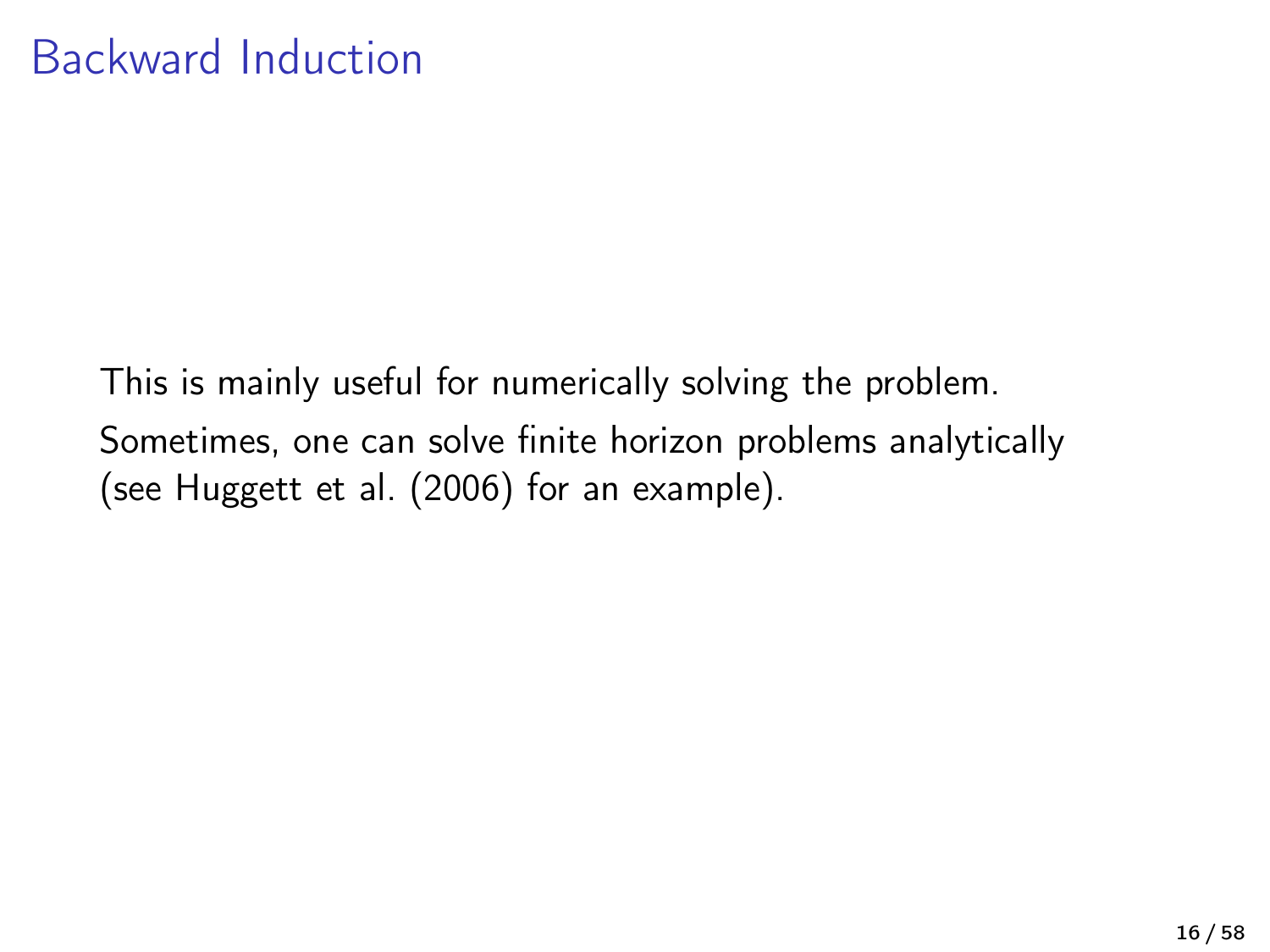# Backward Induction

This is mainly useful for numerically solving the problem.

Sometimes, one can solve finite horizon problems analytically (see Huggett et al. (2006) for an example).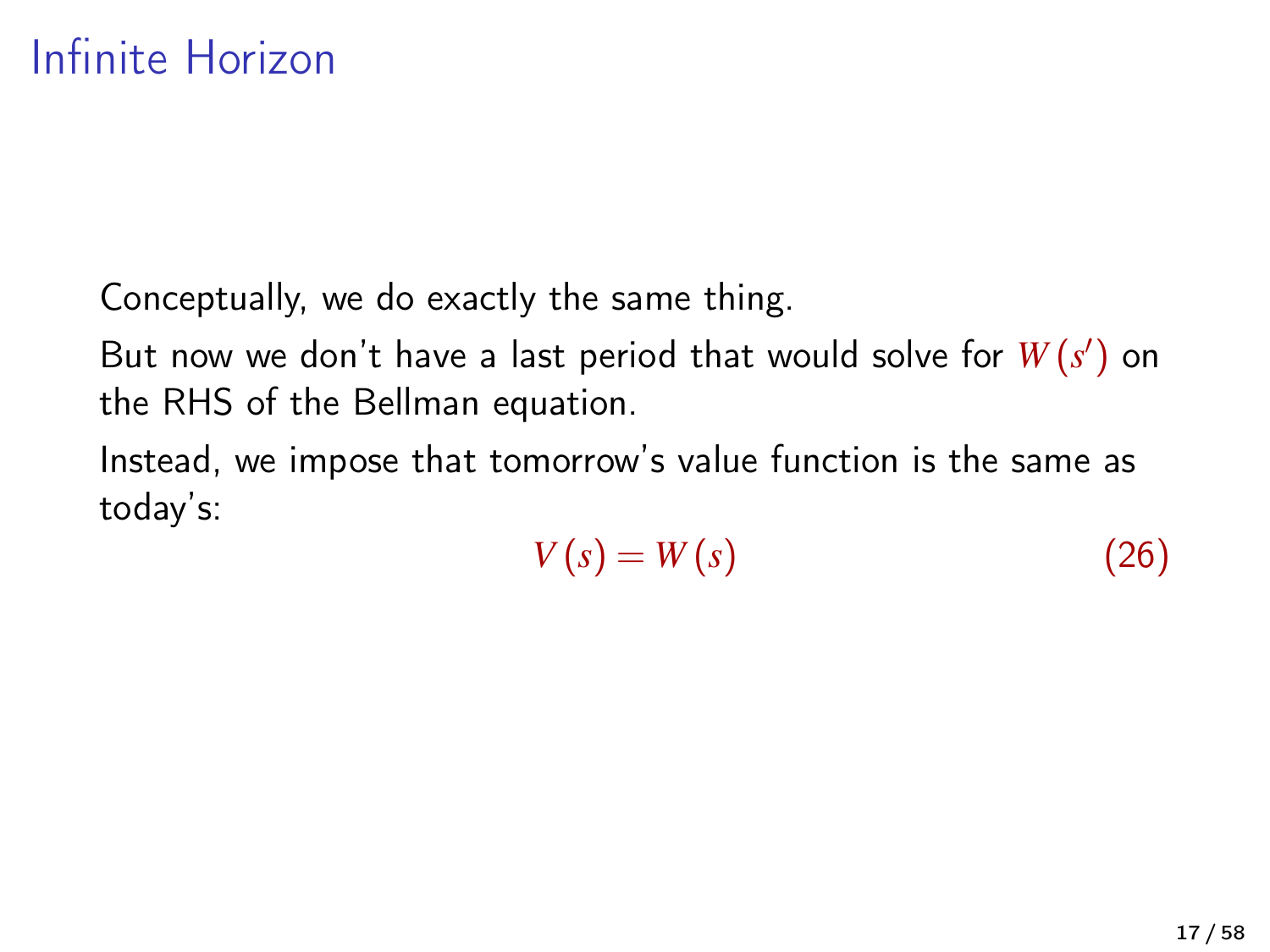# Infinite Horizon

Conceptually, we do exactly the same thing.

But now we don't have a last period that would solve for $W(s')$ on the RHS of the Bellman equation.

Instead, we impose that tomorrow's value function is the same as today's:

$$V(s) = W(s) \tag{26}$$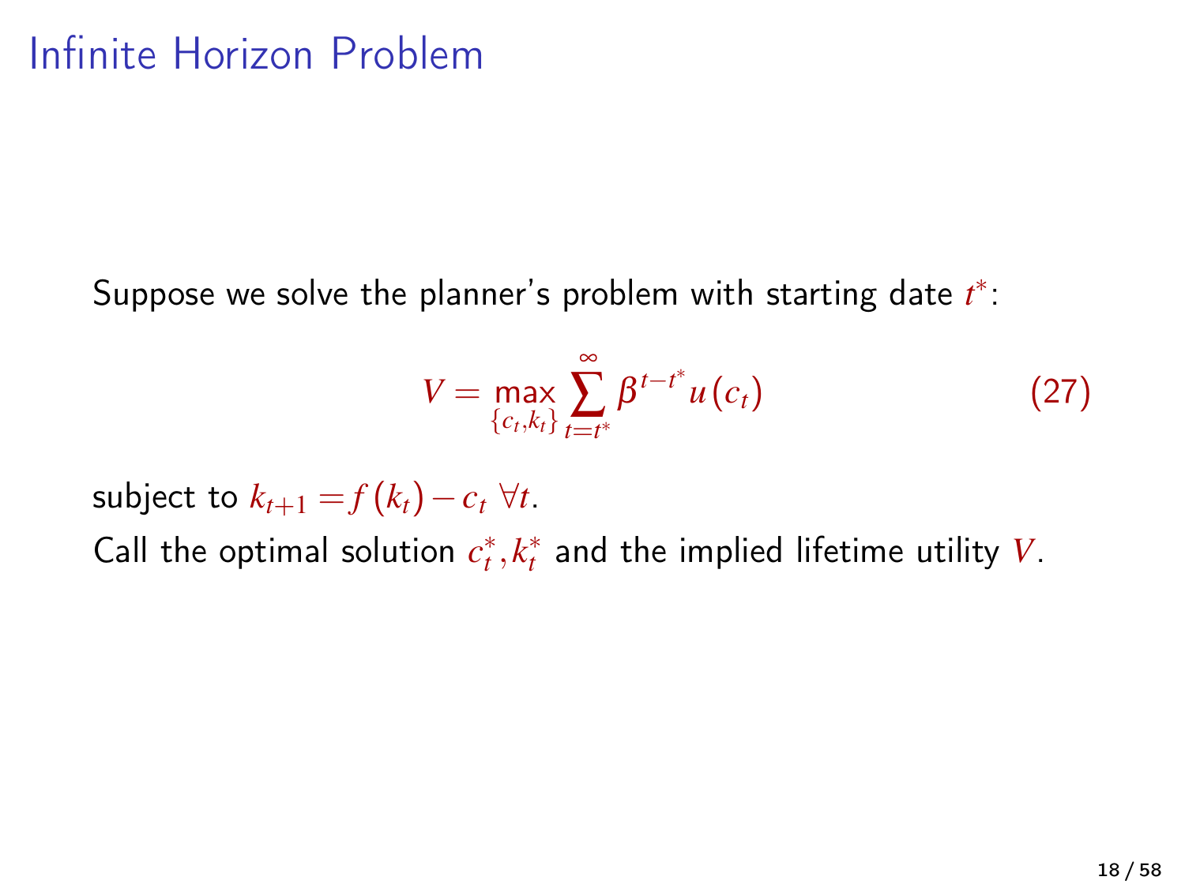# Infinite Horizon Problem

Suppose we solve the planner's problem with starting date $t^*$:

$$V = \max_{\{c_t, k_t\}} \sum_{t=t^*}^{\infty} \beta^{t-t^*} u(c_t) \tag{27}$$

subject to $k_{t+1} = f(k_t) - c_t \; \forall t$.

Call the optimal solution $c_t^*, k_t^*$ and the implied lifetime utility $V$.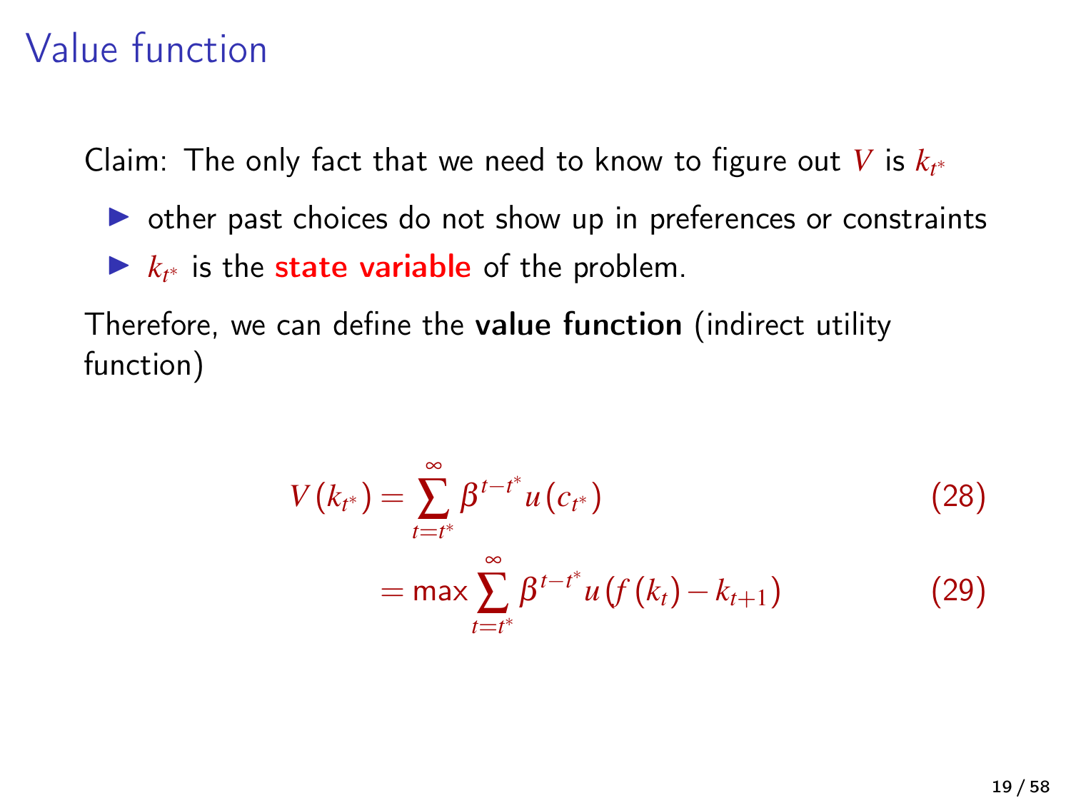# Value function

Claim: The only fact that we need to know to figure out $V$ is $k_{t^*}$

- other past choices do not show up in preferences or constraints
- $k_{t^*}$ is the **state variable** of the problem.

Therefore, we can define the **value function** (indirect utility function)

$$V(k_{t^*}) = \sum_{t=t^*}^{\infty} \beta^{t-t^*} u(c_{t^*}) \tag{28}$$

$$= \max \sum_{t=t^*}^{\infty} \beta^{t-t^*} u(f(k_t) - k_{t+1}) \tag{29}$$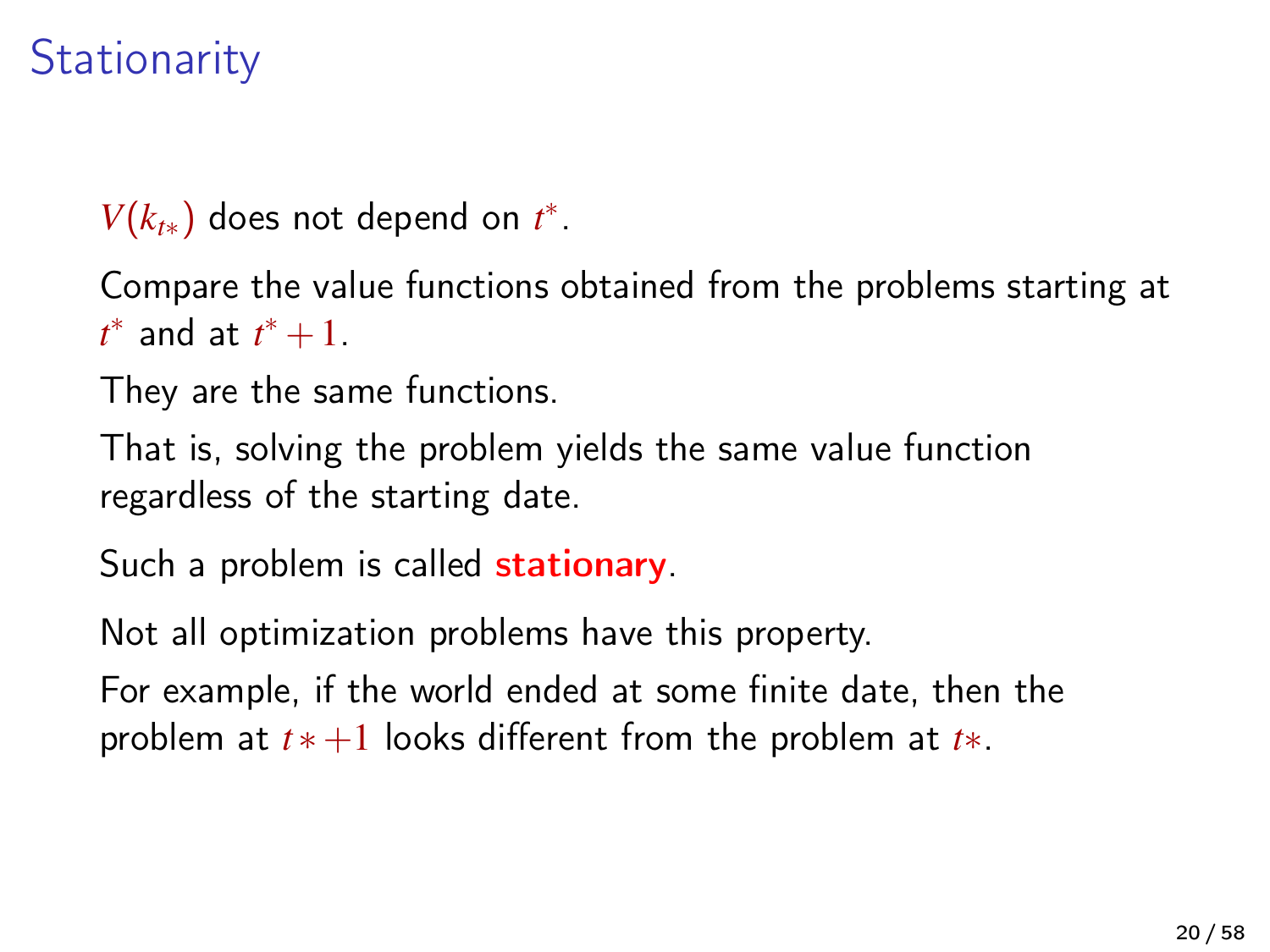# Stationarity

$V(k_{t*})$ does not depend on $t^*$.

Compare the value functions obtained from the problems starting at $t^*$ and at $t^*+1$.

They are the same functions.

That is, solving the problem yields the same value function regardless of the starting date.

Such a problem is called **stationary**.

Not all optimization problems have this property.

For example, if the world ended at some finite date, then the problem at $t*+1$ looks different from the problem at $t*$.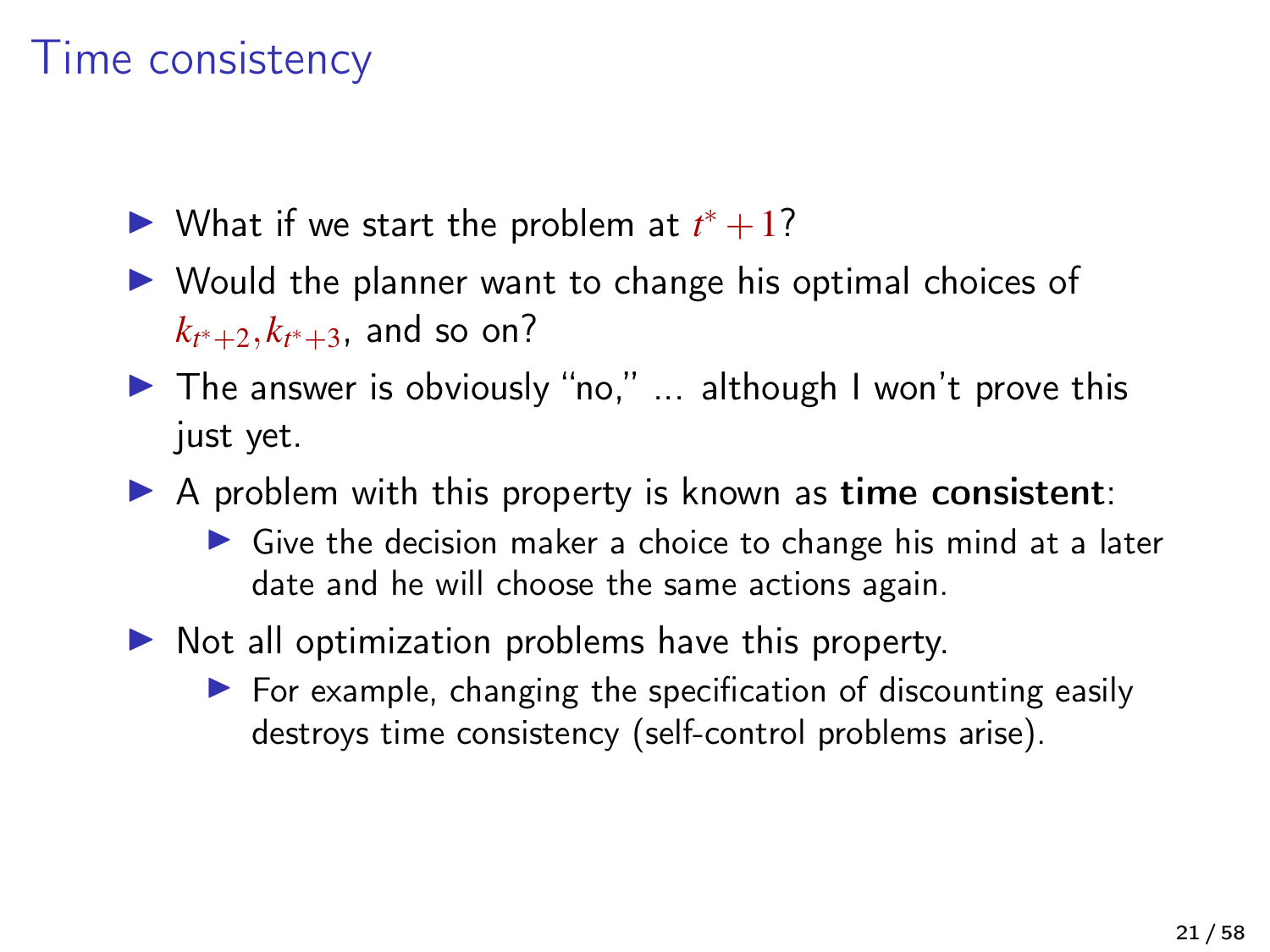# Time consistency

- What if we start the problem at $t^* + 1$?
- Would the planner want to change his optimal choices of $k_{t^*+2}, k_{t^*+3}$, and so on?
- The answer is obviously "no," ... although I won't prove this just yet.
- A problem with this property is known as **time consistent**:
  - Give the decision maker a choice to change his mind at a later date and he will choose the same actions again.
- Not all optimization problems have this property.
  - For example, changing the specification of discounting easily destroys time consistency (self-control problems arise).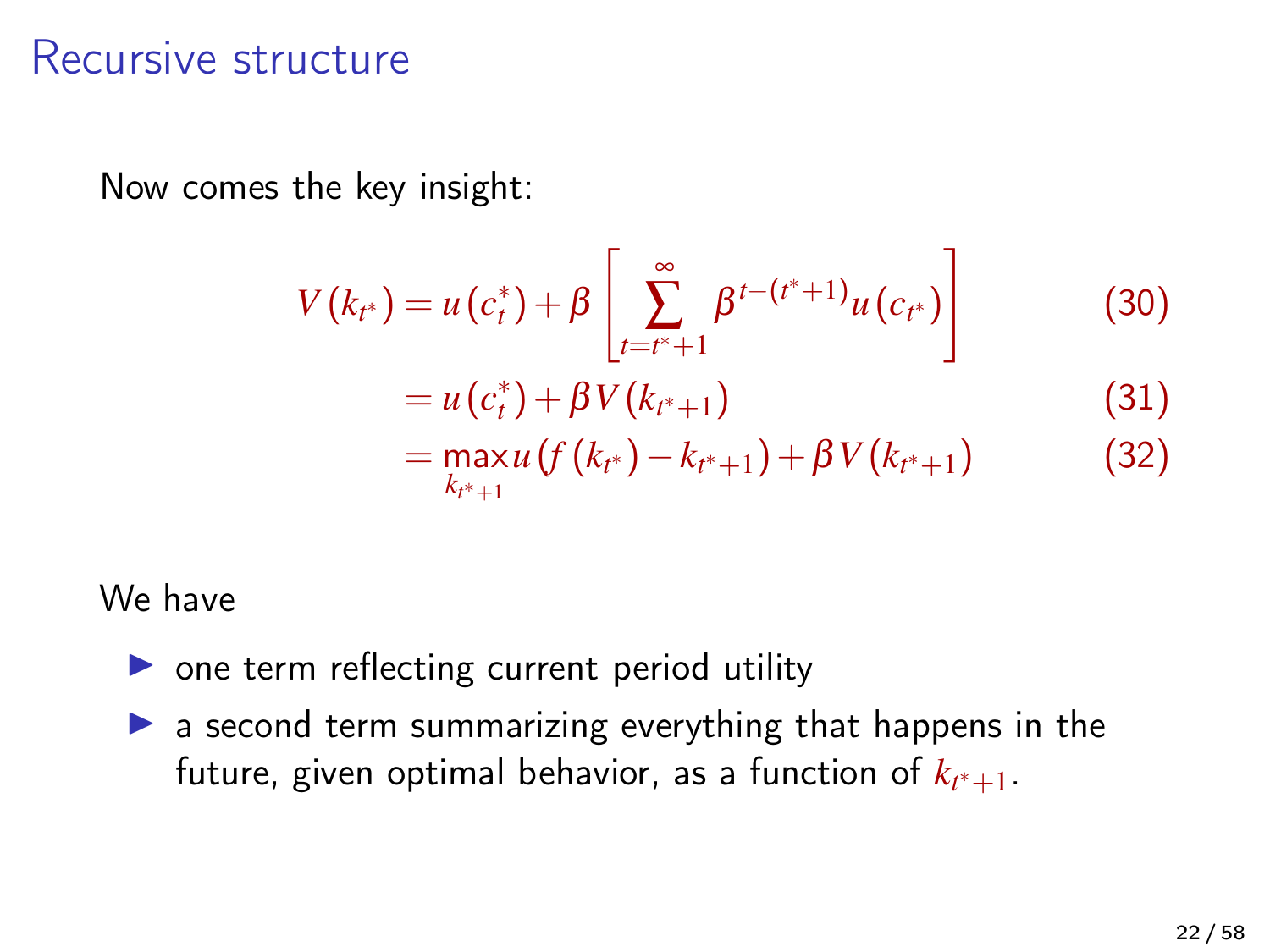# Recursive structure

Now comes the key insight:

$$V(k_{t^*}) = u(c_t^*) + \beta \left[ \sum_{t=t^*+1}^{\infty} \beta^{t-(t^*+1)} u(c_{t^*}) \right] \tag{30}$$

$$= u(c_t^*) + \beta V(k_{t^*+1}) \tag{31}$$

$$= \max_{k_{t^*+1}} u(f(k_{t^*}) - k_{t^*+1}) + \beta V(k_{t^*+1}) \tag{32}$$

We have

- one term reflecting current period utility
- a second term summarizing everything that happens in the future, given optimal behavior, as a function of $k_{t^*+1}$.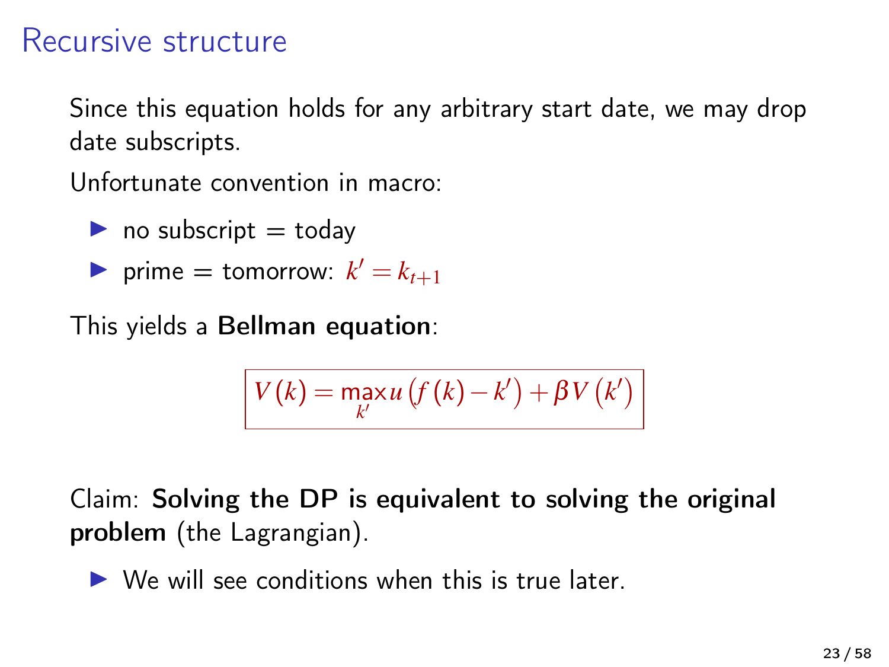# Recursive structure

Since this equation holds for any arbitrary start date, we may drop date subscripts.

Unfortunate convention in macro:

- no subscript = today
- prime = tomorrow: $k' = k_{t+1}$

This yields a **Bellman equation**:

$$V(k) = \max_{k'} u\left(f(k) - k'\right) + \beta V\left(k'\right)$$

Claim: **Solving the DP is equivalent to solving the original problem** (the Lagrangian).

- We will see conditions when this is true later.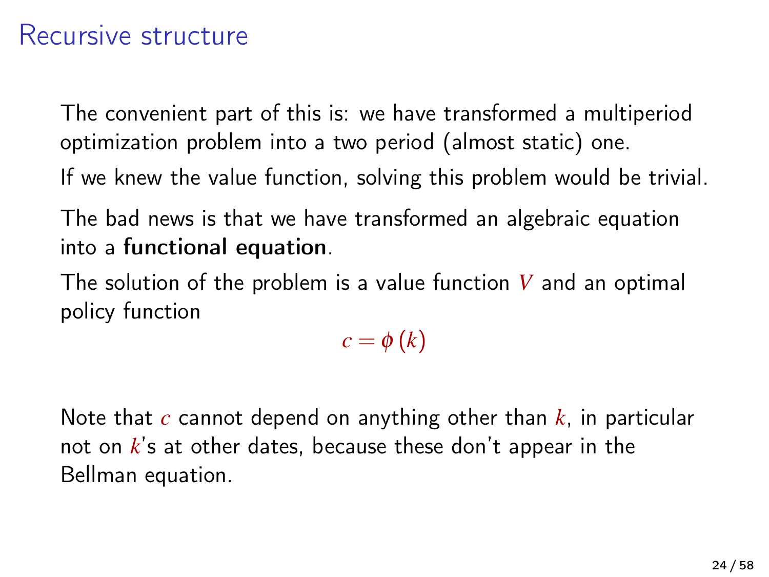# Recursive structure

The convenient part of this is: we have transformed a multiperiod optimization problem into a two period (almost static) one.

If we knew the value function, solving this problem would be trivial.

The bad news is that we have transformed an algebraic equation into a **functional equation**.

The solution of the problem is a value function $V$ and an optimal policy function

$$c = \phi(k)$$

Note that $c$ cannot depend on anything other than $k$, in particular not on $k$'s at other dates, because these don't appear in the Bellman equation.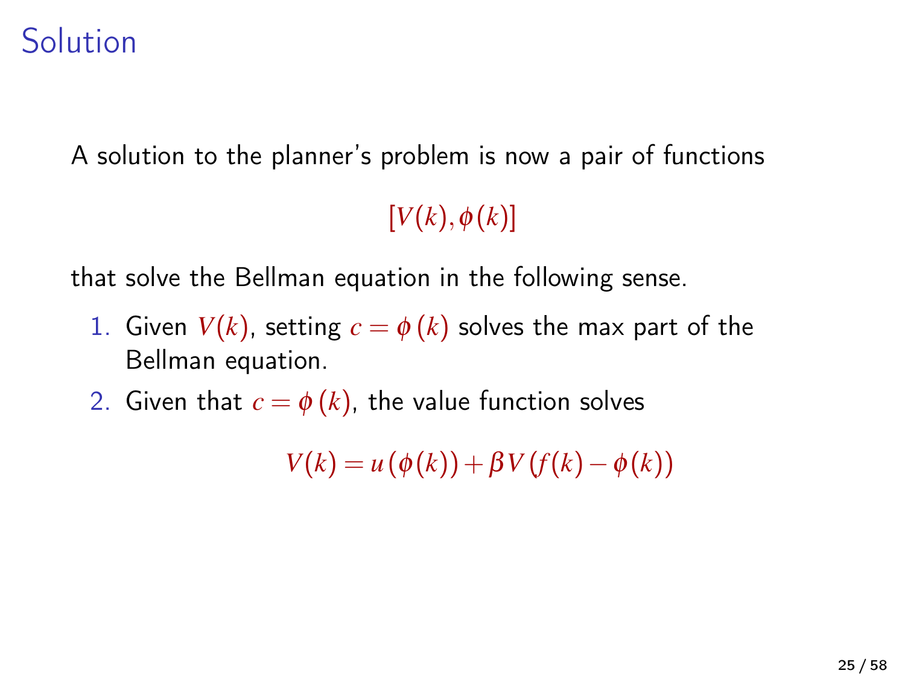# Solution

A solution to the planner's problem is now a pair of functions

$$[V(k), \phi(k)]$$

that solve the Bellman equation in the following sense.

1. Given $V(k)$, setting $c = \phi(k)$ solves the max part of the Bellman equation.
2. Given that $c = \phi(k)$, the value function solves

$$V(k) = u(\phi(k)) + \beta V(f(k) - \phi(k))$$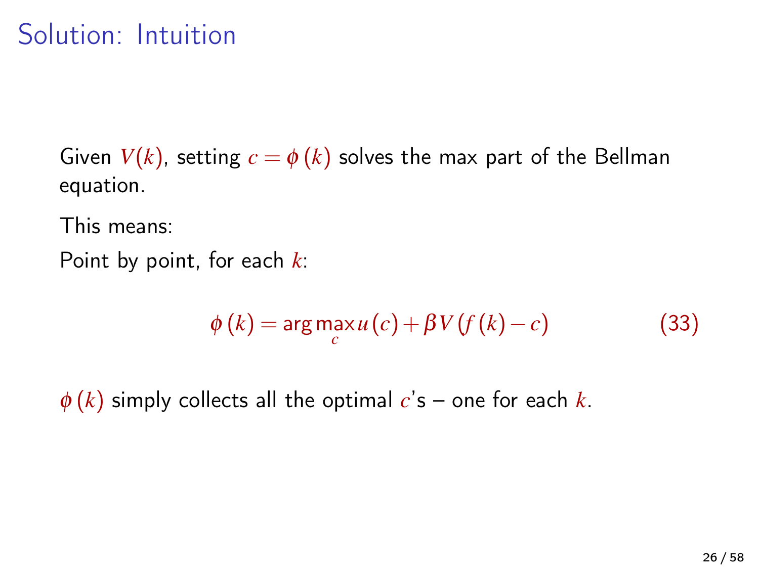# Solution: Intuition

Given $V(k)$, setting $c = \phi(k)$ solves the max part of the Bellman equation.

This means:

Point by point, for each $k$:

$$\phi(k) = \arg\max_{c} u(c) + \beta V(f(k) - c) \tag{33}$$

$\phi(k)$ simply collects all the optimal $c$'s – one for each $k$.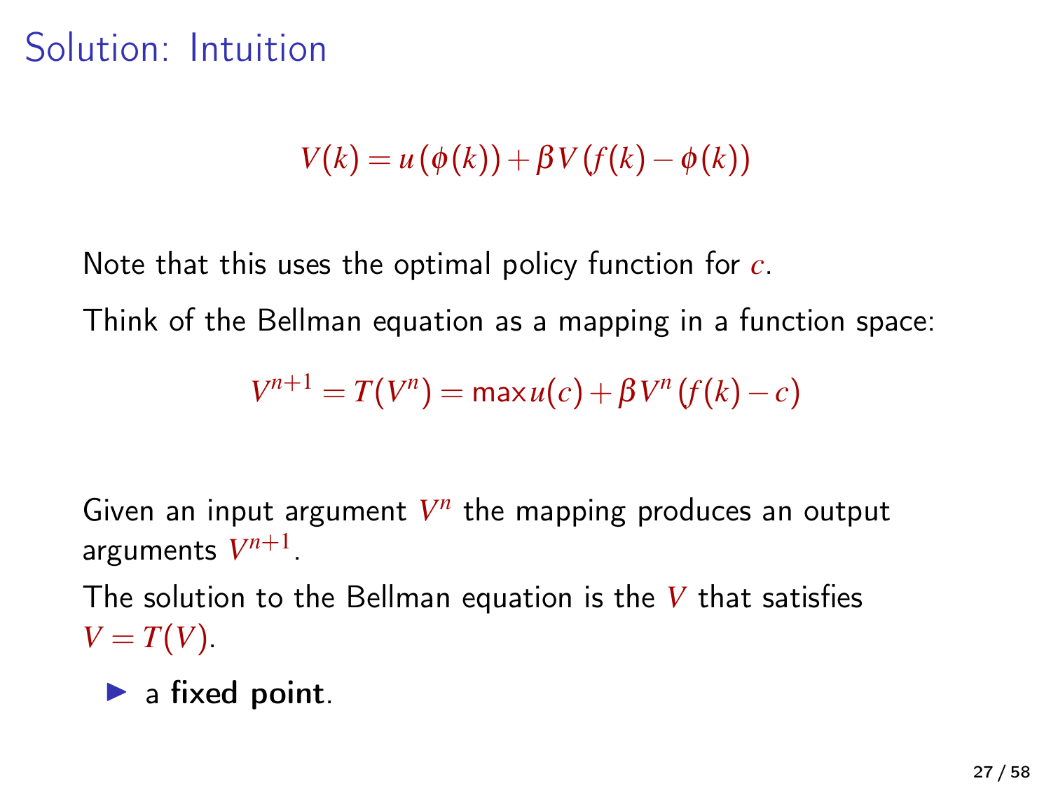# Solution: Intuition

$$V(k) = u(\phi(k)) + \beta V(f(k) - \phi(k))$$

Note that this uses the optimal policy function for $c$.

Think of the Bellman equation as a mapping in a function space:

$$V^{n+1} = T(V^n) = \max u(c) + \beta V^n (f(k) - c)$$

Given an input argument $V^n$ the mapping produces an output arguments $V^{n+1}$.

The solution to the Bellman equation is the $V$ that satisfies $V = T(V)$.

- a **fixed point**.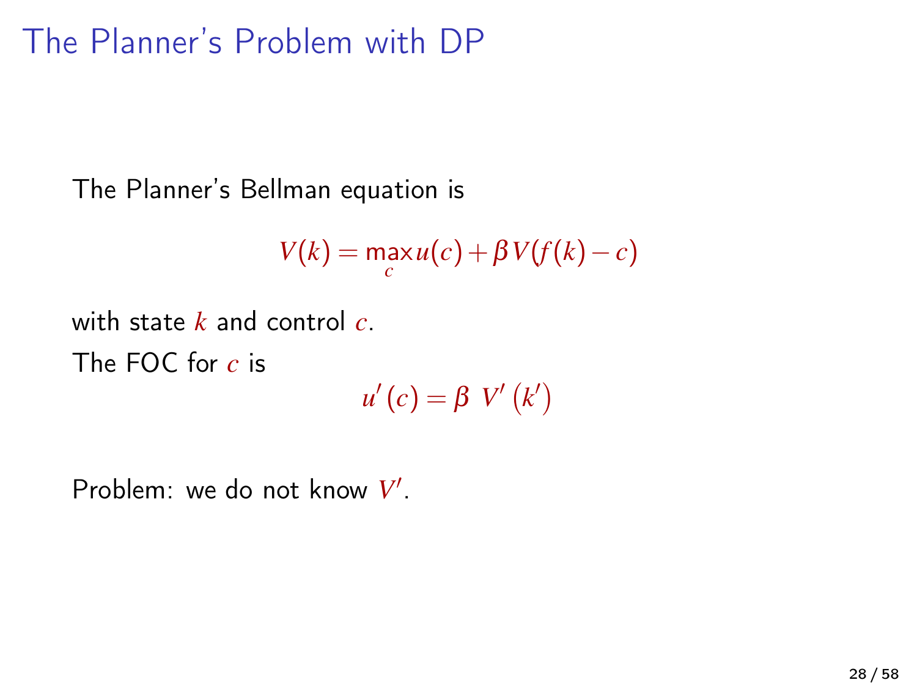# The Planner's Problem with DP

The Planner's Bellman equation is

$$V(k) = \max_{c} u(c) + \beta V(f(k) - c)$$

with state $k$ and control $c$.

The FOC for $c$ is

$$u'(c) = \beta \ V'(k')$$

Problem: we do not know $V'$.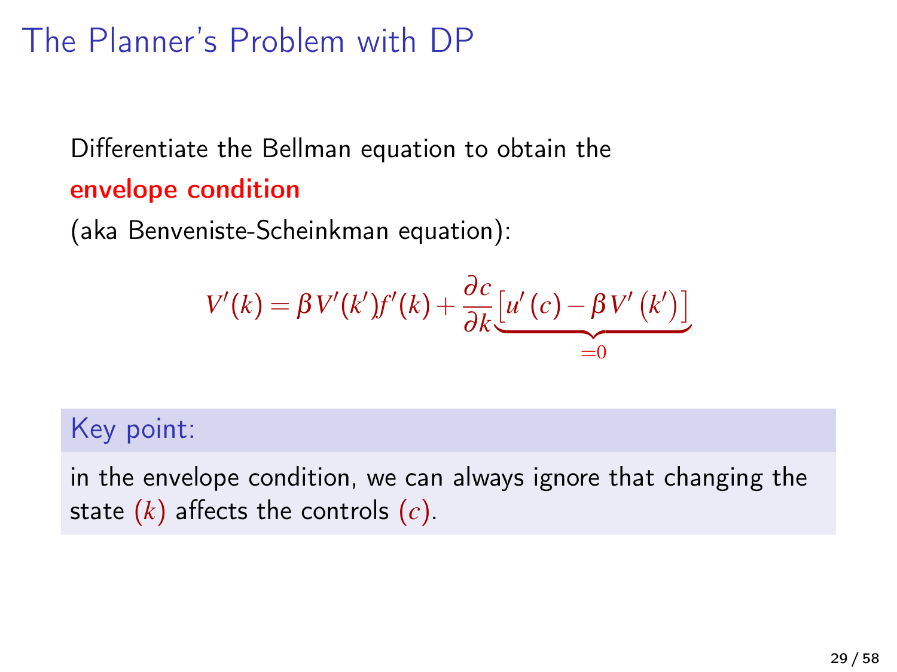# The Planner's Problem with DP

Differentiate the Bellman equation to obtain the

**envelope condition**

(aka Benveniste-Scheinkman equation):

$$V'(k) = \beta V'(k') f'(k) + \frac{\partial c}{\partial k} \underbrace{\left[ u'(c) - \beta V'(k') \right]}_{=0}$$

**Key point:**

in the envelope condition, we can always ignore that changing the state $(k)$ affects the controls $(c)$.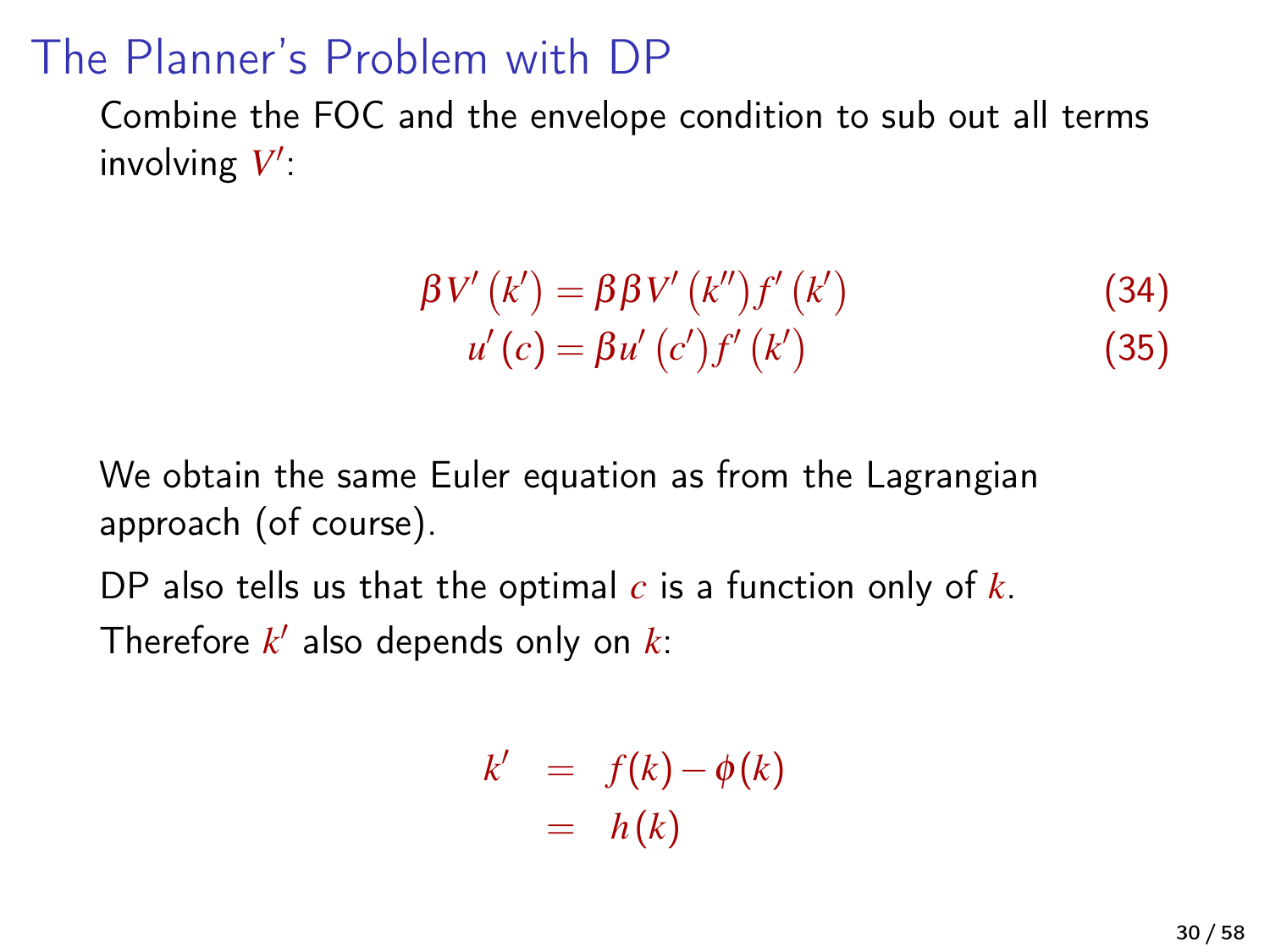# The Planner's Problem with DP

Combine the FOC and the envelope condition to sub out all terms involving $V'$:

$$\beta V'\left(k'\right) = \beta \beta V'\left(k''\right) f'\left(k'\right) \tag{34}$$

$$u'\left(c\right) = \beta u'\left(c'\right) f'\left(k'\right) \tag{35}$$

We obtain the same Euler equation as from the Lagrangian approach (of course).

DP also tells us that the optimal $c$ is a function only of $k$.

Therefore $k'$ also depends only on $k$:

$$\begin{aligned} k' &= f(k) - \phi(k) \\ &= h(k) \end{aligned}$$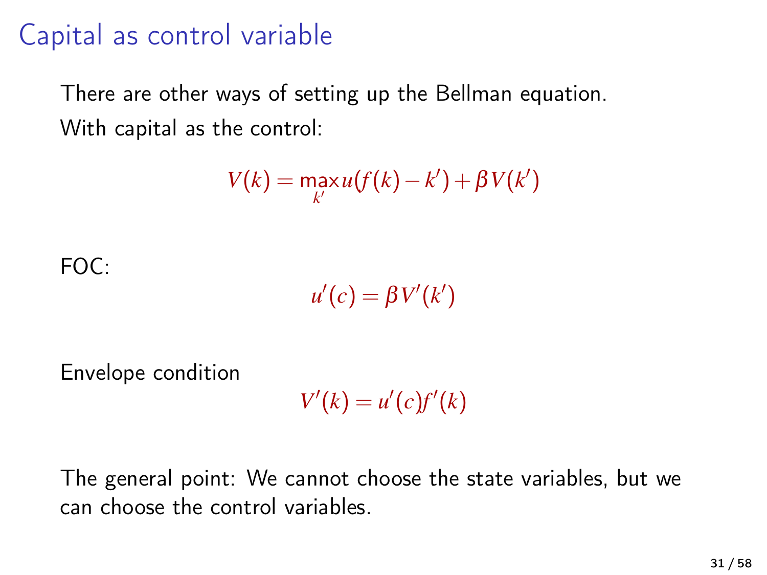# Capital as control variable

There are other ways of setting up the Bellman equation.
With capital as the control:

$$V(k) = \max_{k'} u(f(k) - k') + \beta V(k')$$

FOC:

$$u'(c) = \beta V'(k')$$

Envelope condition

$$V'(k) = u'(c) f'(k)$$

The general point: We cannot choose the state variables, but we can choose the control variables.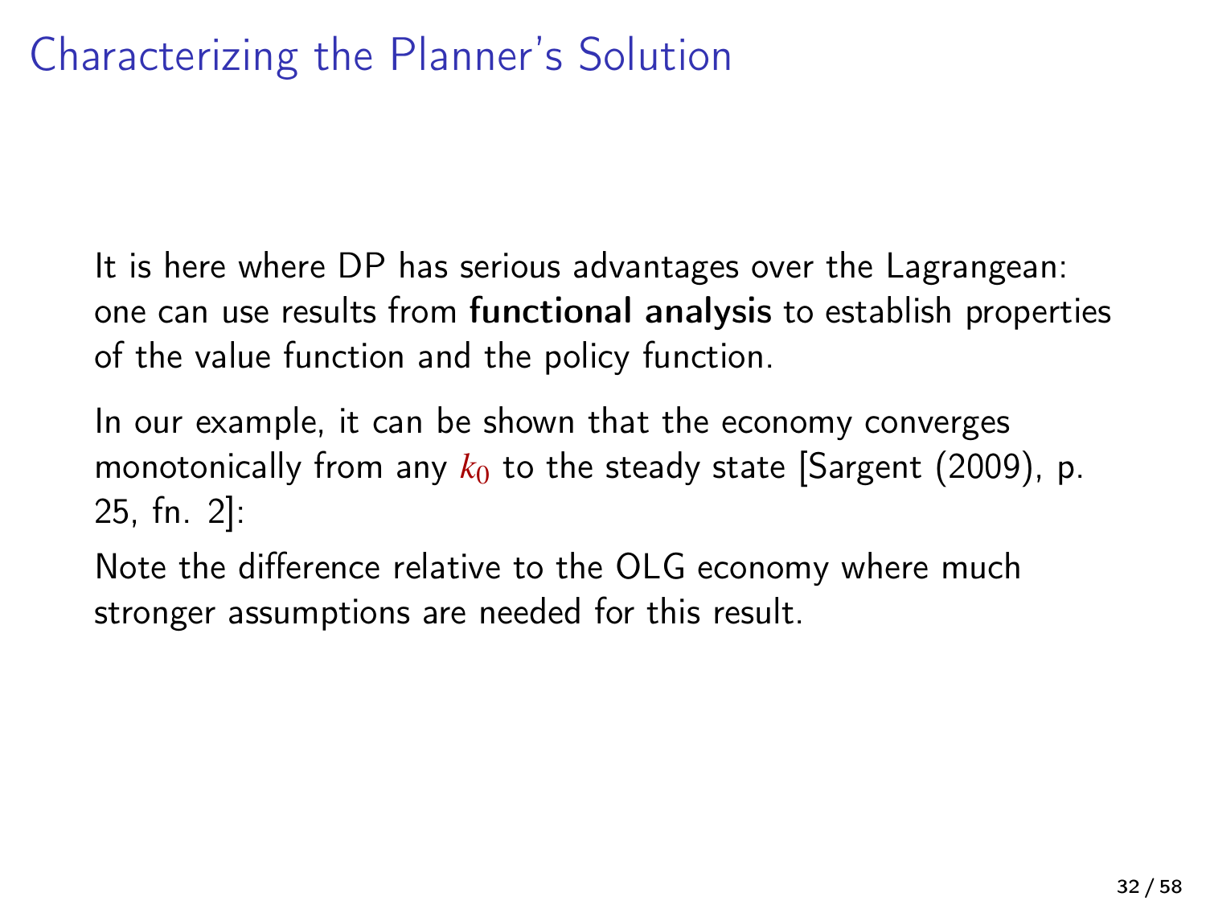# Characterizing the Planner's Solution

It is here where DP has serious advantages over the Lagrangean: one can use results from **functional analysis** to establish properties of the value function and the policy function.

In our example, it can be shown that the economy converges monotonically from any $k_0$ to the steady state [Sargent (2009), p. 25, fn. 2]:

Note the difference relative to the OLG economy where much stronger assumptions are needed for this result.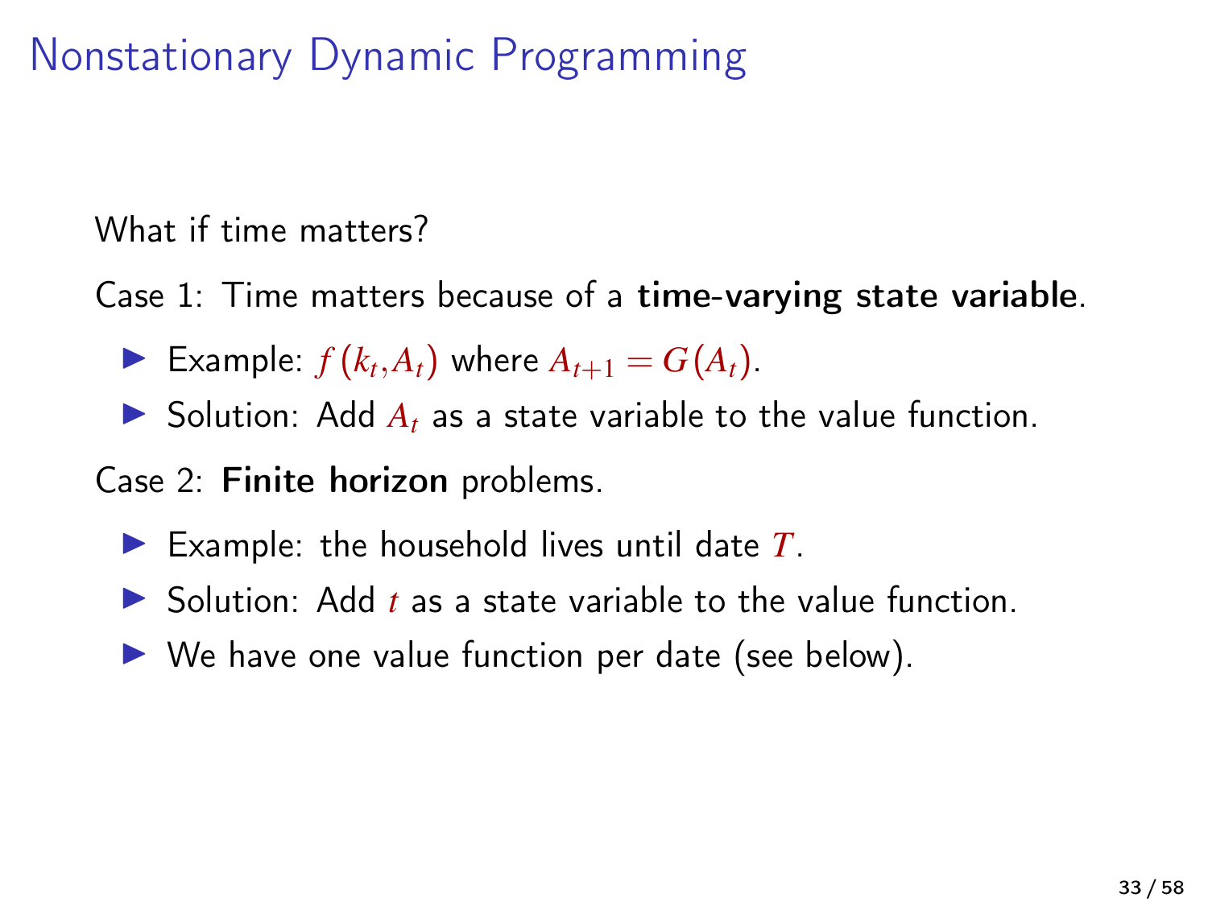# Nonstationary Dynamic Programming

What if time matters?

Case 1: Time matters because of a **time-varying state variable**.

- Example: $f(k_t, A_t)$ where $A_{t+1} = G(A_t)$.
- Solution: Add $A_t$ as a state variable to the value function.

Case 2: **Finite horizon** problems.

- Example: the household lives until date $T$.
- Solution: Add $t$ as a state variable to the value function.
- We have one value function per date (see below).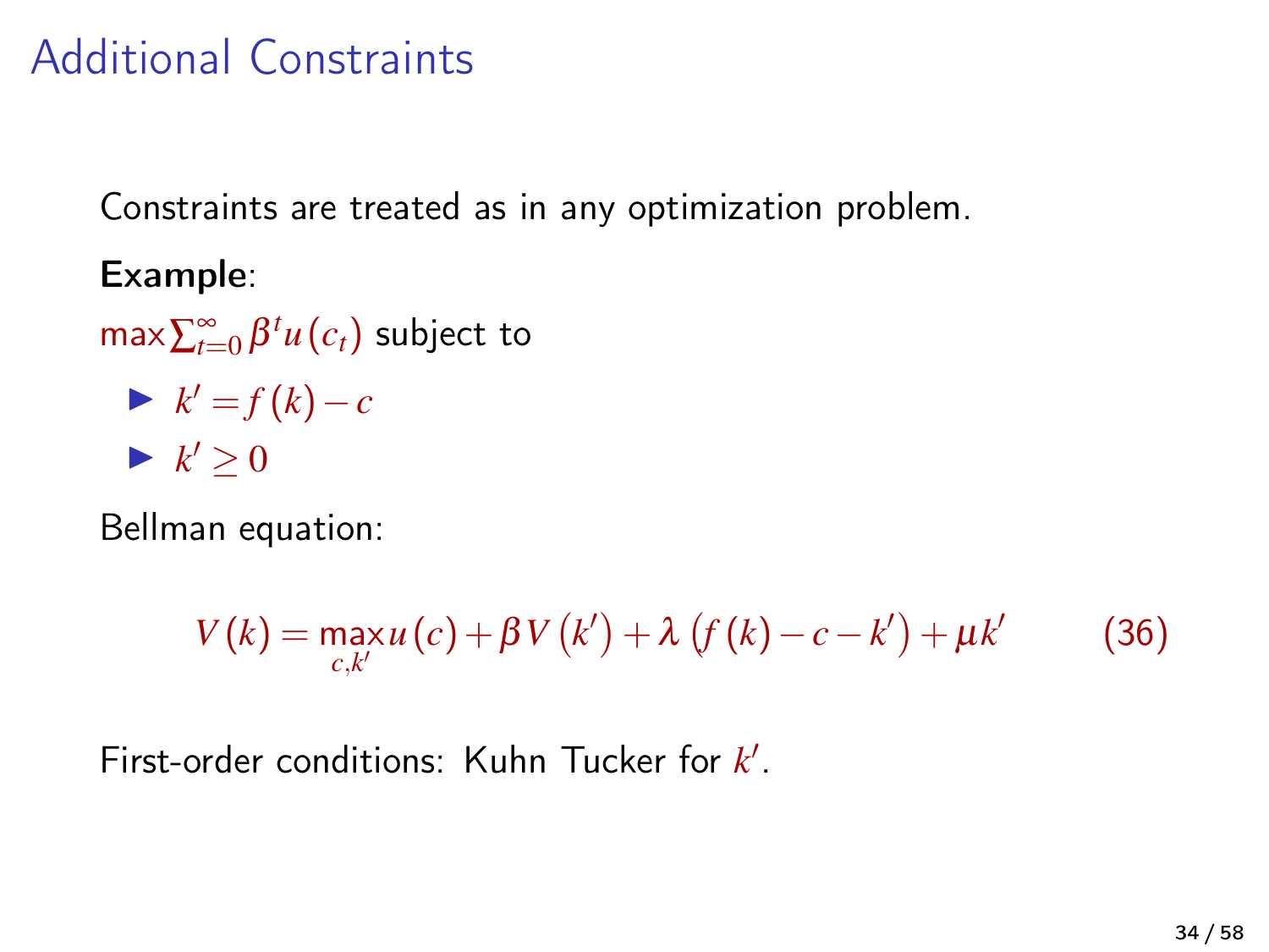# Additional Constraints

Constraints are treated as in any optimization problem.

**Example**:

$\max \sum_{t=0}^{\infty} \beta^t u(c_t)$ subject to

- $k' = f(k) - c$
- $k' \geq 0$

Bellman equation:

$$V(k) = \max_{c,k'} u(c) + \beta V(k') + \lambda \left(f(k) - c - k'\right) + \mu k' \qquad (36)$$

First-order conditions: Kuhn Tucker for $k'$.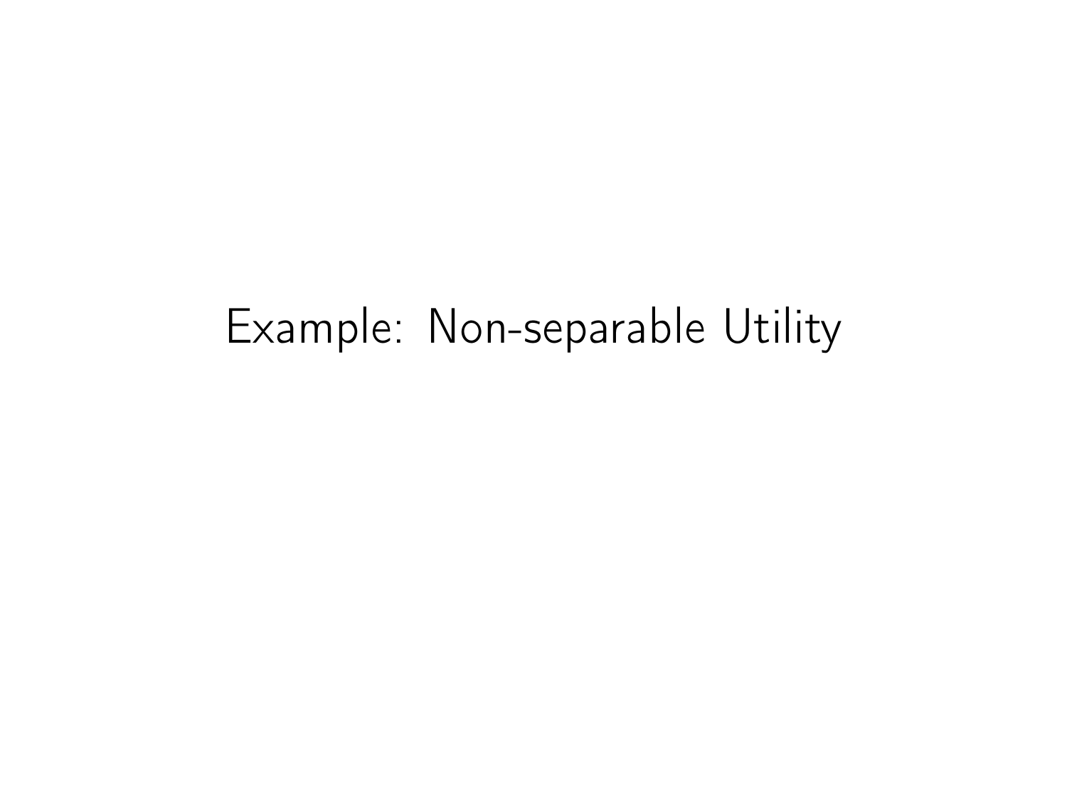# Example: Non-separable Utility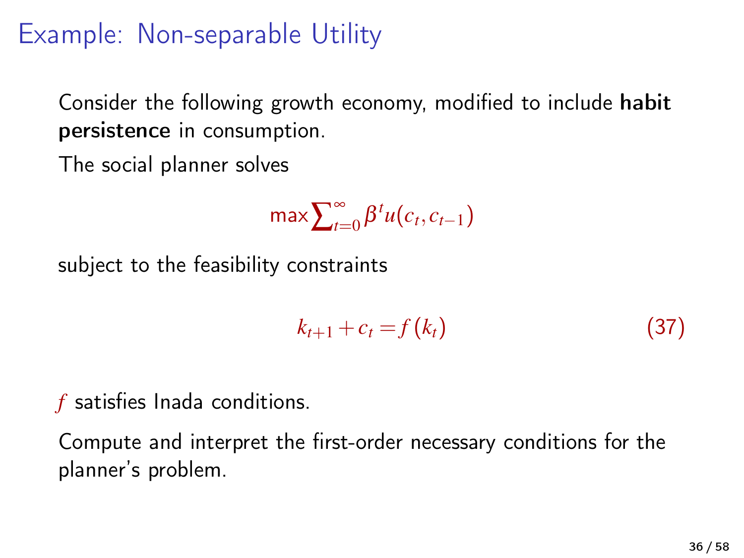# Example: Non-separable Utility

Consider the following growth economy, modified to include **habit persistence** in consumption.

The social planner solves

$$\max \sum_{t=0}^{\infty} \beta^t u(c_t, c_{t-1})$$

subject to the feasibility constraints

$$k_{t+1} + c_t = f(k_t) \tag{37}$$

$f$ satisfies Inada conditions.

Compute and interpret the first-order necessary conditions for the planner's problem.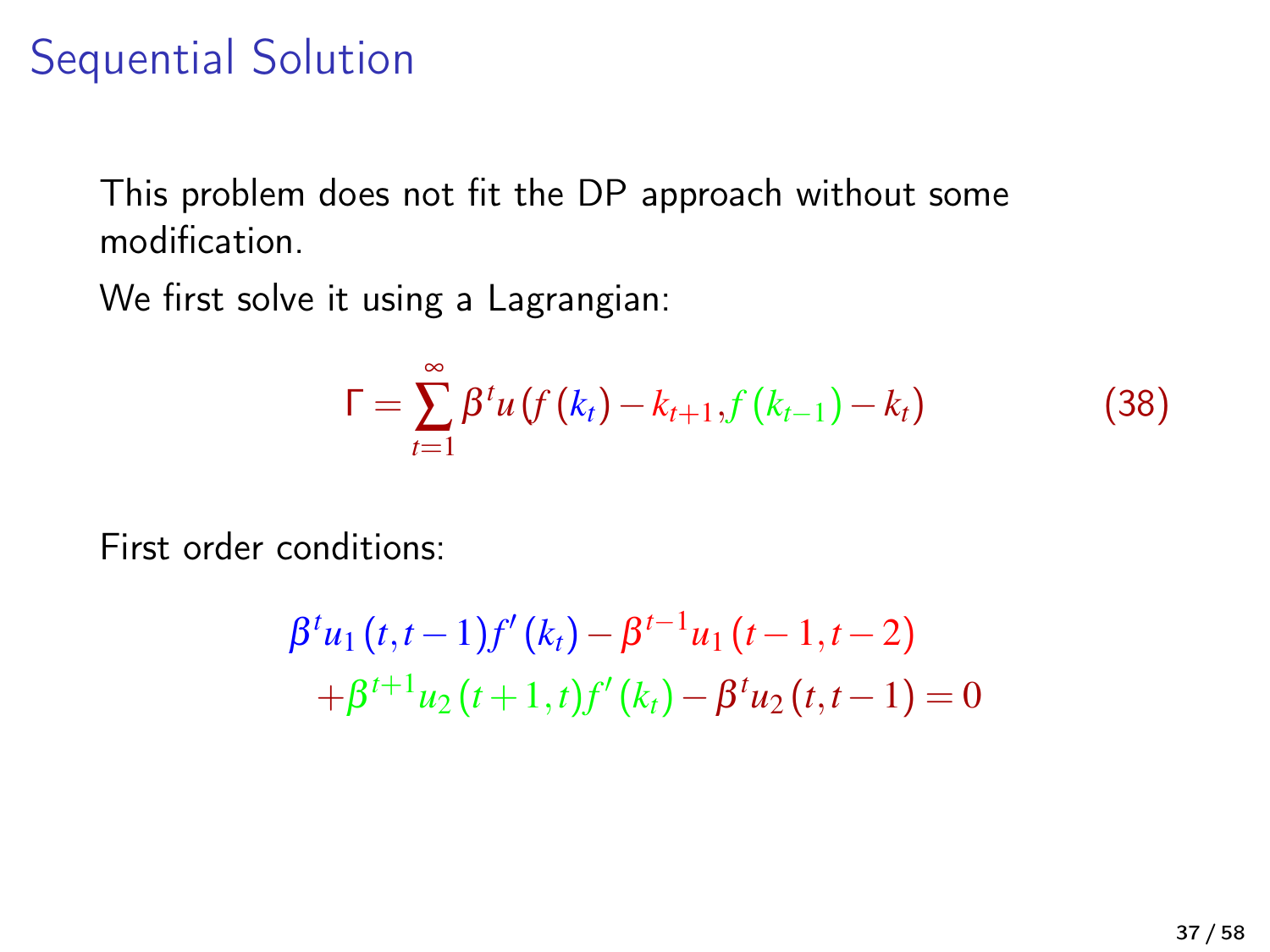# Sequential Solution

This problem does not fit the DP approach without some modification.

We first solve it using a Lagrangian:

$$\Gamma = \sum_{t=1}^{\infty} \beta^t u\left(f\left(k_t\right) - k_{t+1}, f\left(k_{t-1}\right) - k_t\right) \tag{38}$$

First order conditions:

$$\beta^t u_1\left(t, t-1\right) f'\left(k_t\right) - \beta^{t-1} u_1\left(t-1, t-2\right)$$
$$+\beta^{t+1} u_2\left(t+1, t\right) f'\left(k_t\right) - \beta^t u_2\left(t, t-1\right) = 0$$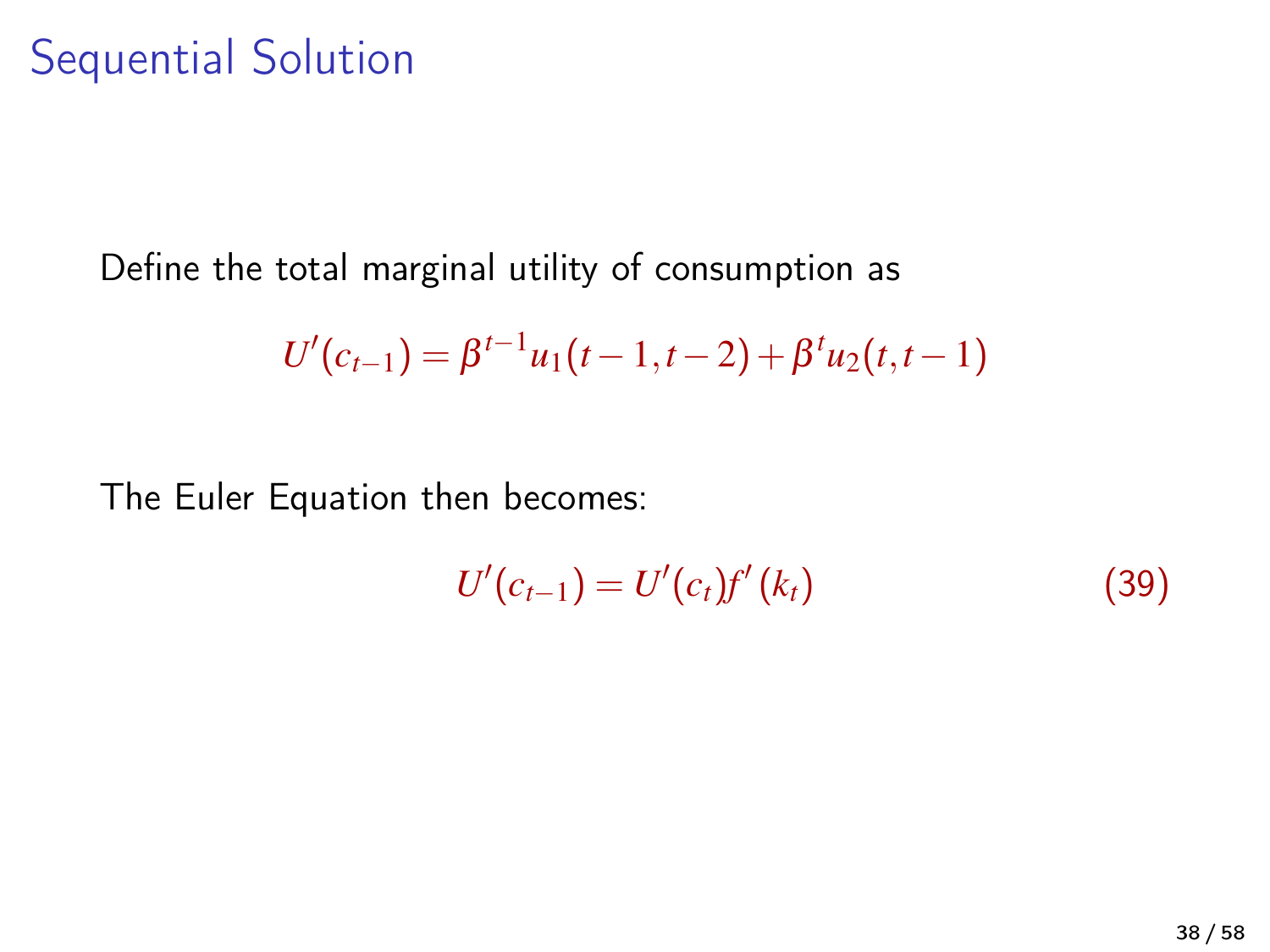# Sequential Solution

Define the total marginal utility of consumption as

$$U'(c_{t-1}) = \beta^{t-1}u_1(t-1,t-2) + \beta^t u_2(t,t-1)$$

The Euler Equation then becomes:

$$U'(c_{t-1}) = U'(c_t)f'(k_t) \tag{39}$$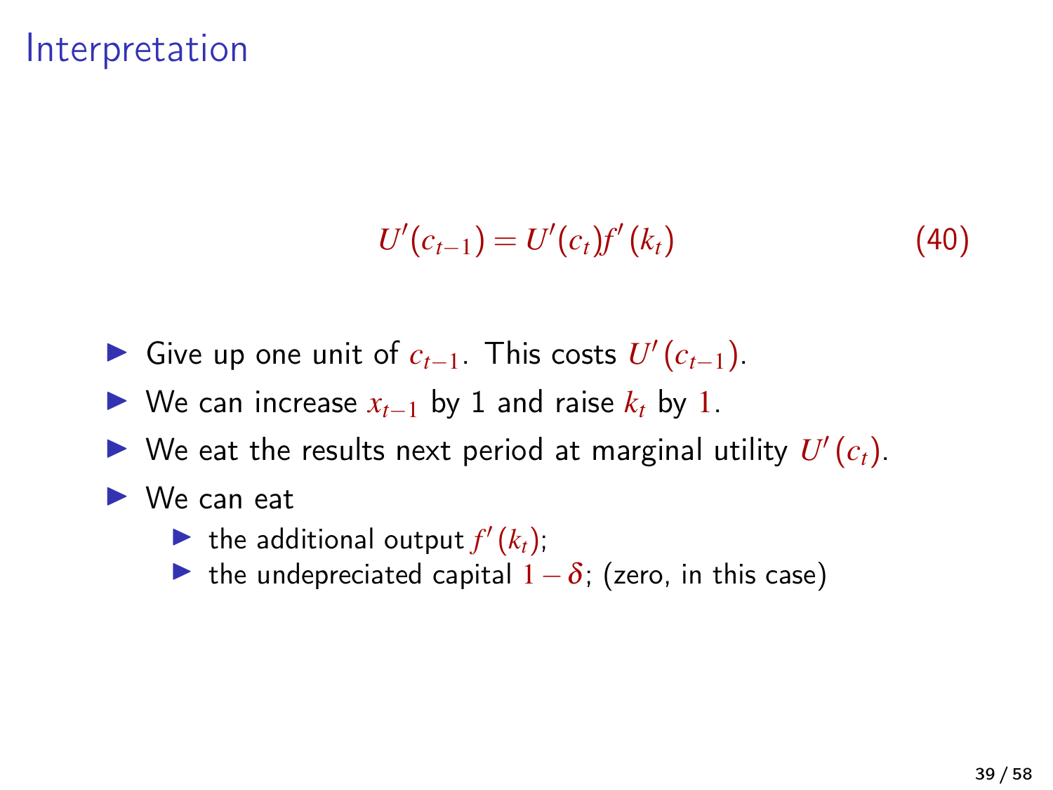# Interpretation

$$U'(c_{t-1}) = U'(c_t)f'(k_t) \tag{40}$$

- Give up one unit of $c_{t-1}$. This costs $U'(c_{t-1})$.
- We can increase $x_{t-1}$ by 1 and raise $k_t$ by $1$.
- We eat the results next period at marginal utility $U'(c_t)$.
- We can eat
  - the additional output $f'(k_t)$;
  - the undepreciated capital $1-\delta$; (zero, in this case)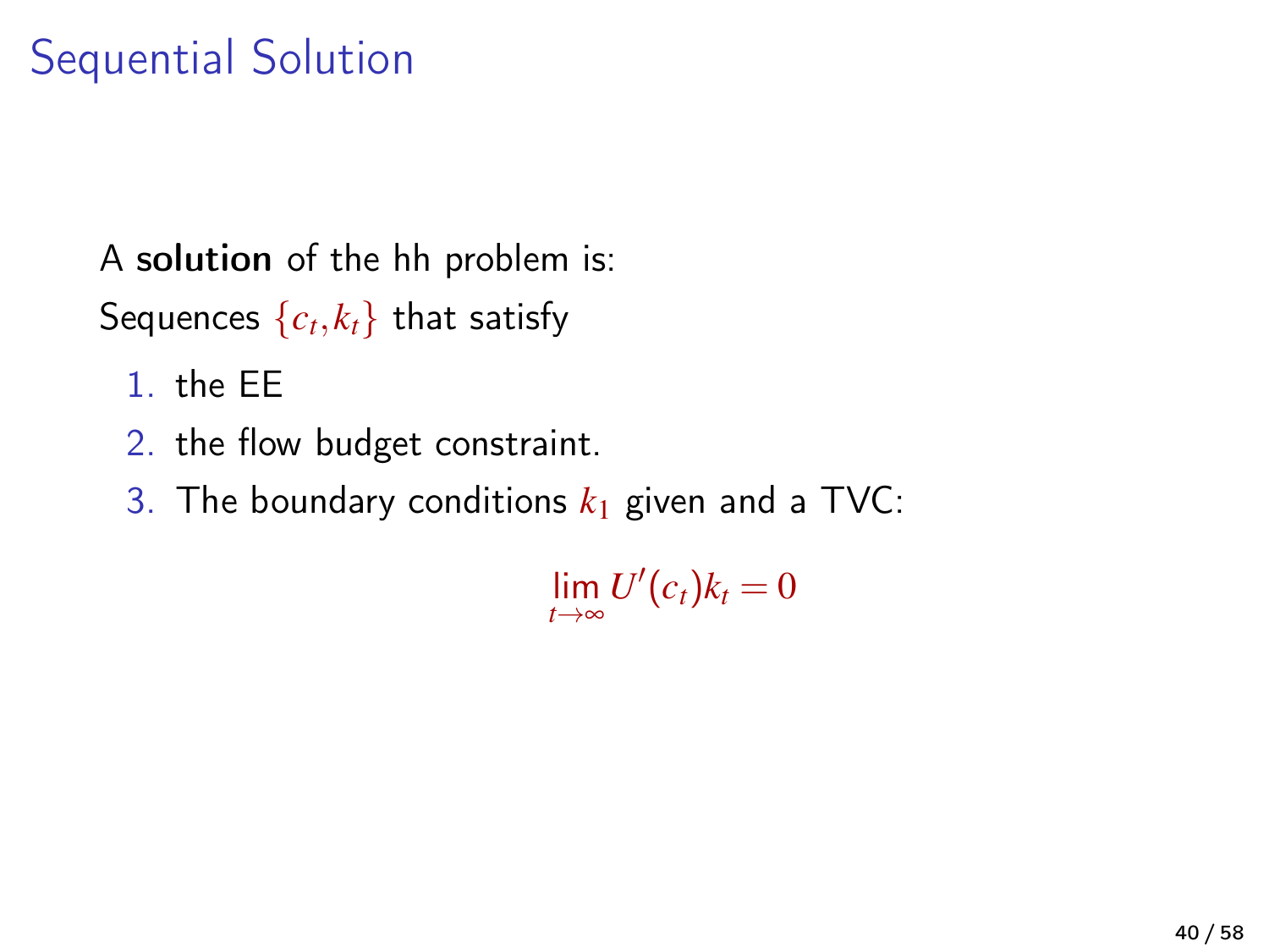# Sequential Solution

A **solution** of the hh problem is:

Sequences $\{c_t, k_t\}$ that satisfy

1. the EE
2. the flow budget constraint.
3. The boundary conditions $k_1$ given and a TVC:

$$\lim_{t \to \infty} U'(c_t) k_t = 0$$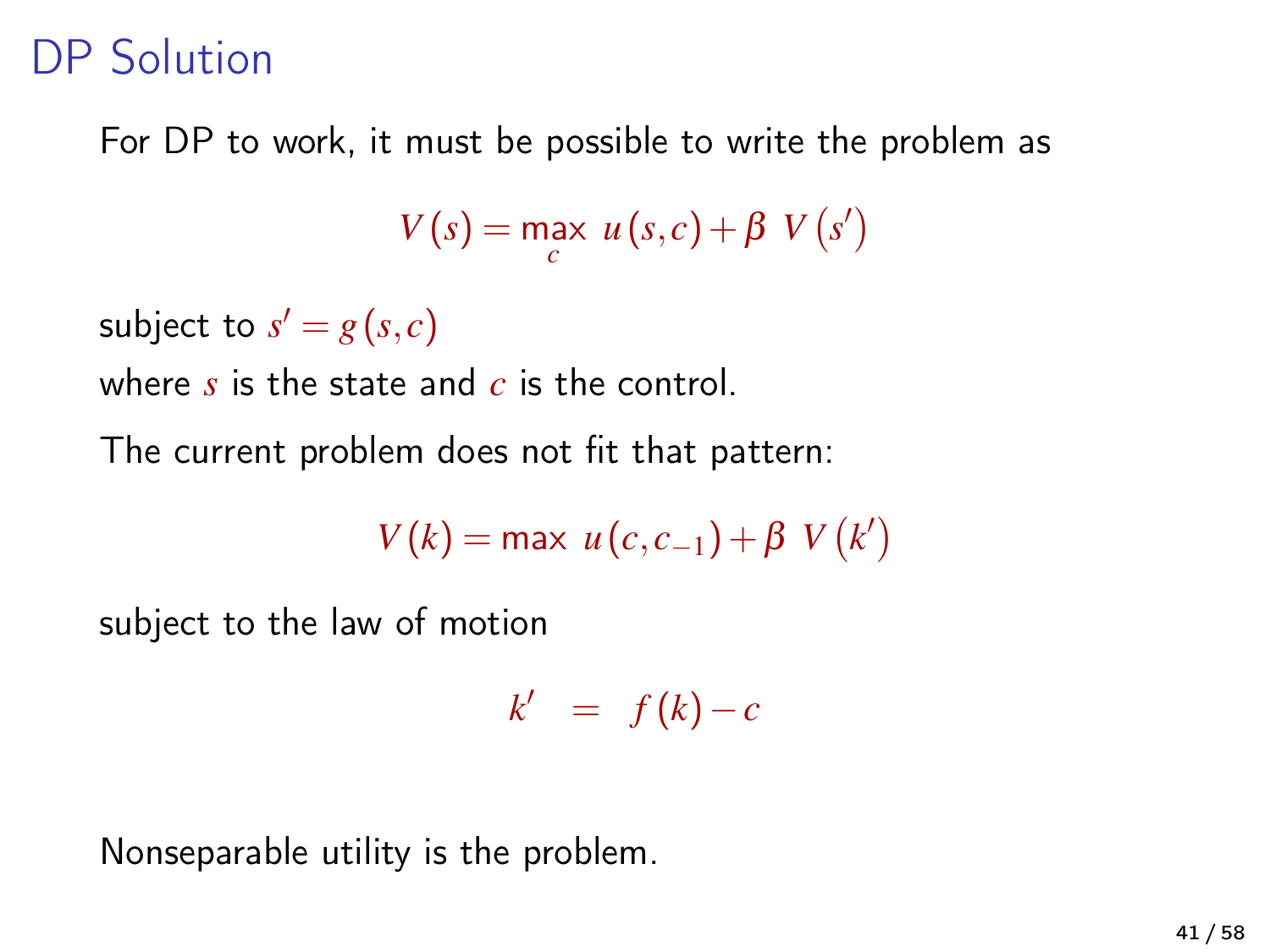# DP Solution

For DP to work, it must be possible to write the problem as

$$V(s) = \max_{c} \; u(s,c) + \beta \; V(s')$$

subject to $s' = g(s,c)$

where $s$ is the state and $c$ is the control.

The current problem does not fit that pattern:

$$V(k) = \max \; u(c, c_{-1}) + \beta \; V(k')$$

subject to the law of motion

$$k' = f(k) - c$$

Nonseparable utility is the problem.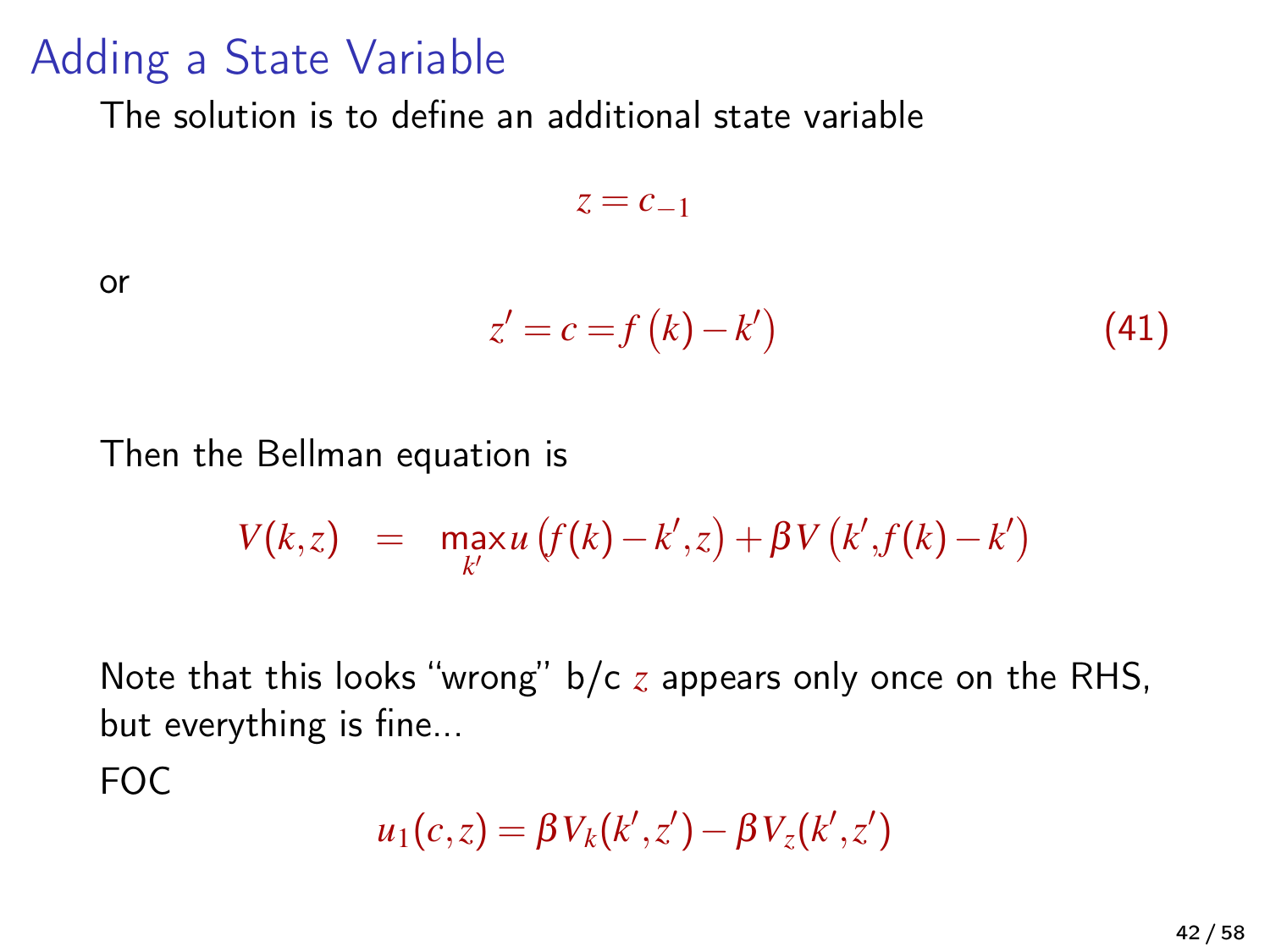# Adding a State Variable

The solution is to define an additional state variable

$$z = c_{-1}$$

or

$$z' = c = f(k) - k' \tag{41}$$

Then the Bellman equation is

$$V(k,z) \quad = \quad \max_{k'} u\left(f(k) - k', z\right) + \beta V\left(k', f(k) - k'\right)$$

Note that this looks "wrong" b/c $z$ appears only once on the RHS, but everything is fine...

FOC

$$u_1(c,z) = \beta V_k(k',z') - \beta V_z(k',z')$$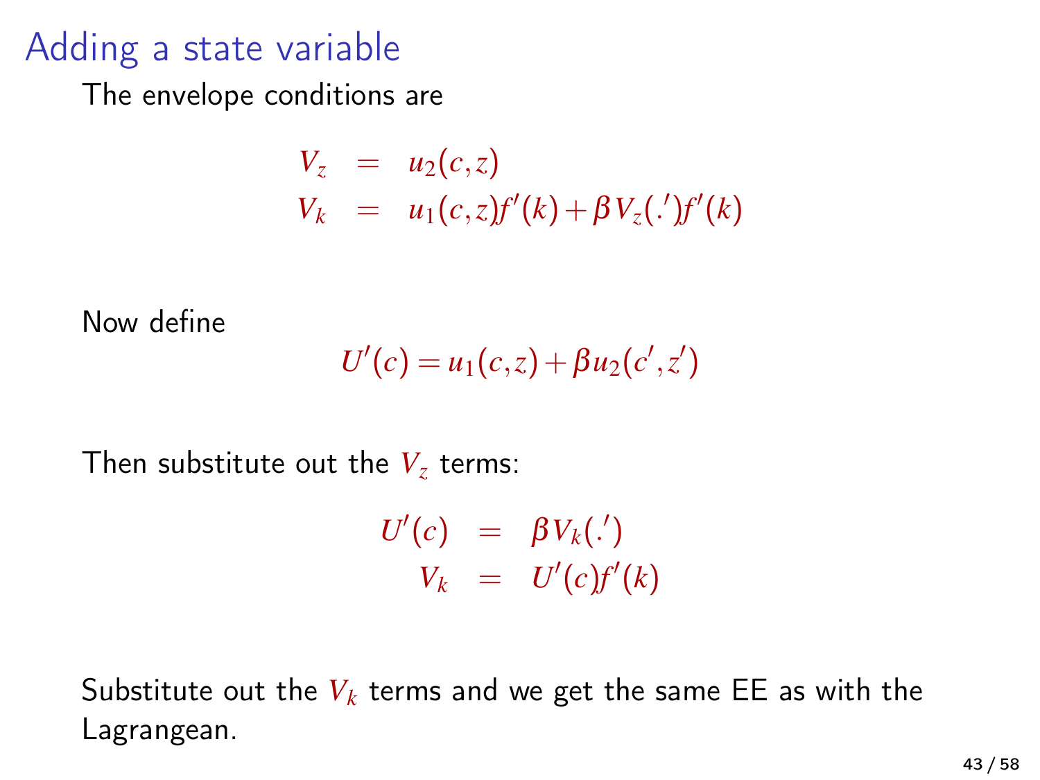# Adding a state variable

The envelope conditions are

$$
\begin{aligned}
V_z &= u_2(c,z) \\
V_k &= u_1(c,z)f'(k) + \beta V_z(.')f'(k)
\end{aligned}
$$

Now define

$$
U'(c) = u_1(c,z) + \beta u_2(c',z')
$$

Then substitute out the $V_z$ terms:

$$
\begin{aligned}
U'(c) &= \beta V_k(.') \\
V_k &= U'(c)f'(k)
\end{aligned}
$$

Substitute out the $V_k$ terms and we get the same EE as with the Lagrangean.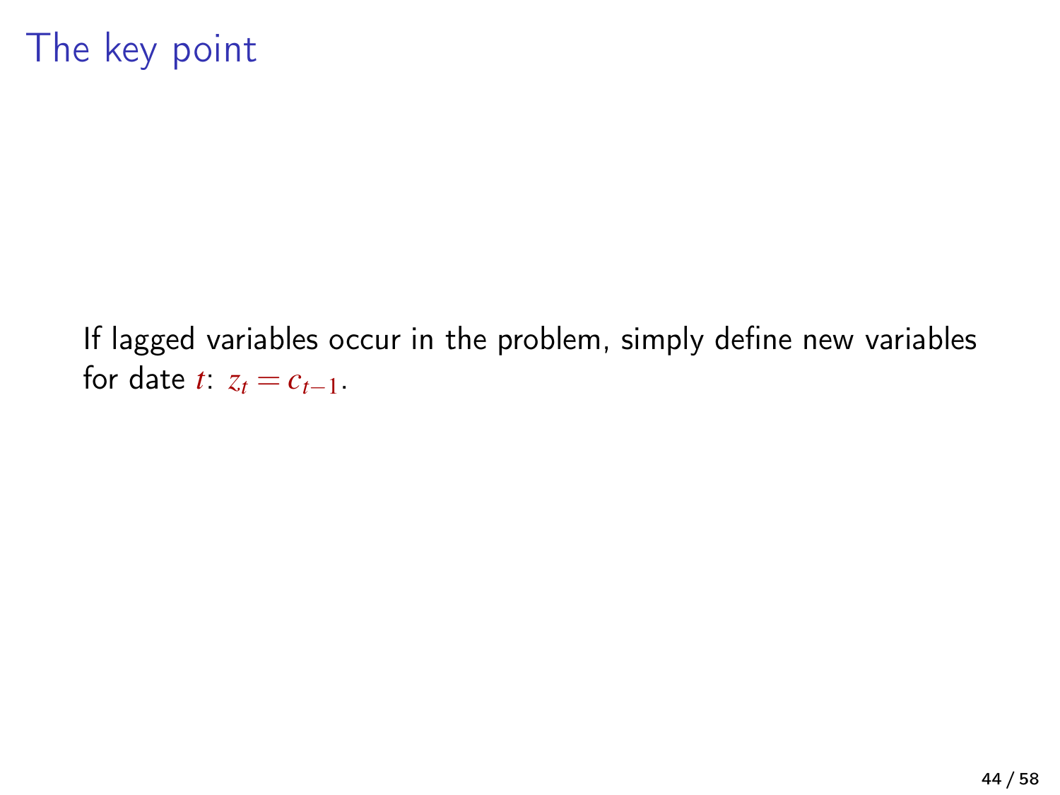# The key point

If lagged variables occur in the problem, simply define new variables for date $t$: $z_t = c_{t-1}$.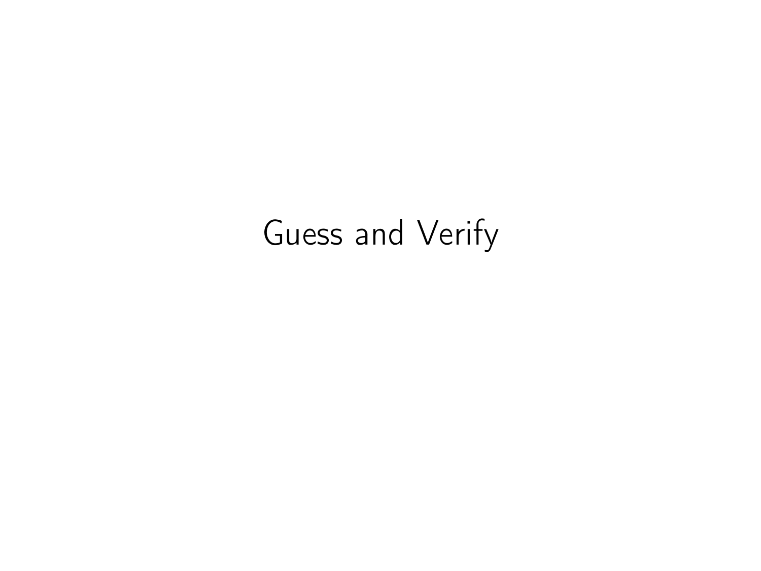# Guess and Verify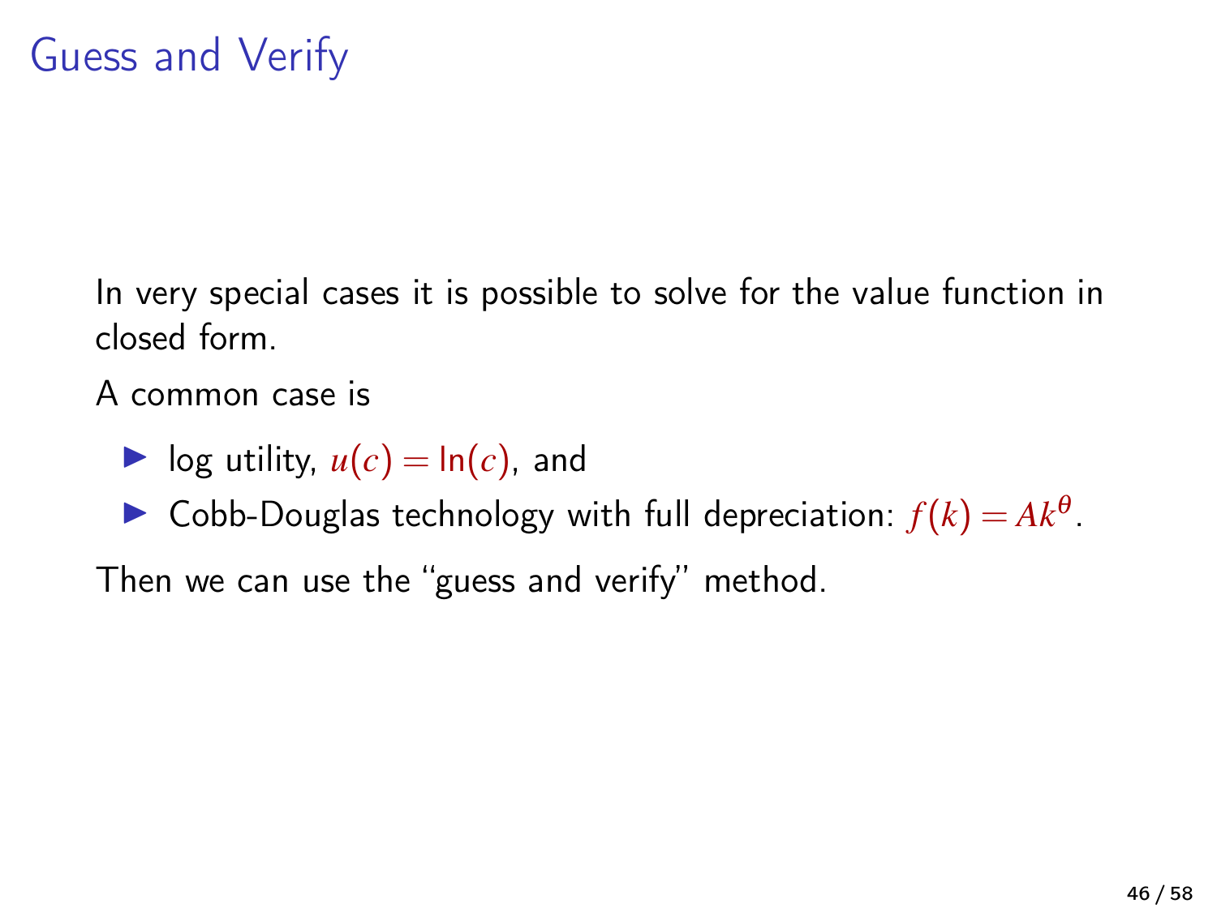# Guess and Verify

In very special cases it is possible to solve for the value function in closed form.

A common case is

- log utility, $u(c) = \ln(c)$, and
- Cobb-Douglas technology with full depreciation: $f(k) = Ak^{\theta}$.

Then we can use the "guess and verify" method.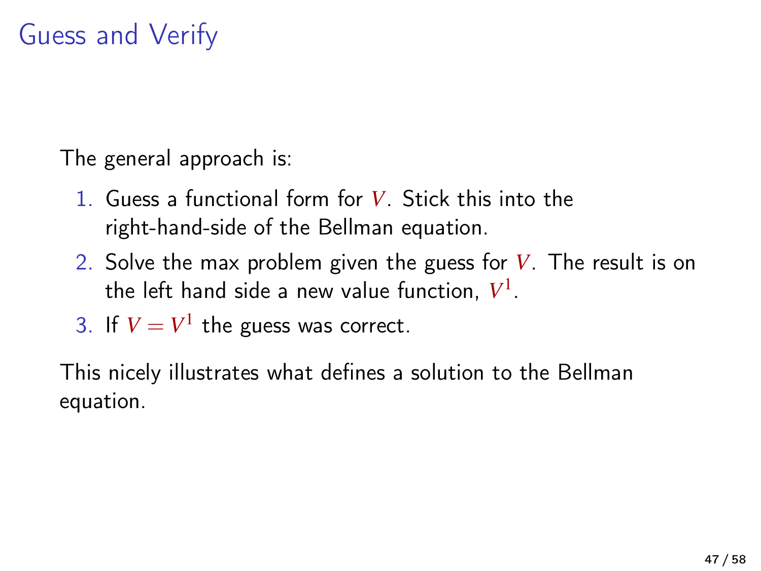# Guess and Verify

The general approach is:

1. Guess a functional form for $V$. Stick this into the right-hand-side of the Bellman equation.
2. Solve the max problem given the guess for $V$. The result is on the left hand side a new value function, $V^1$.
3. If $V = V^1$ the guess was correct.

This nicely illustrates what defines a solution to the Bellman equation.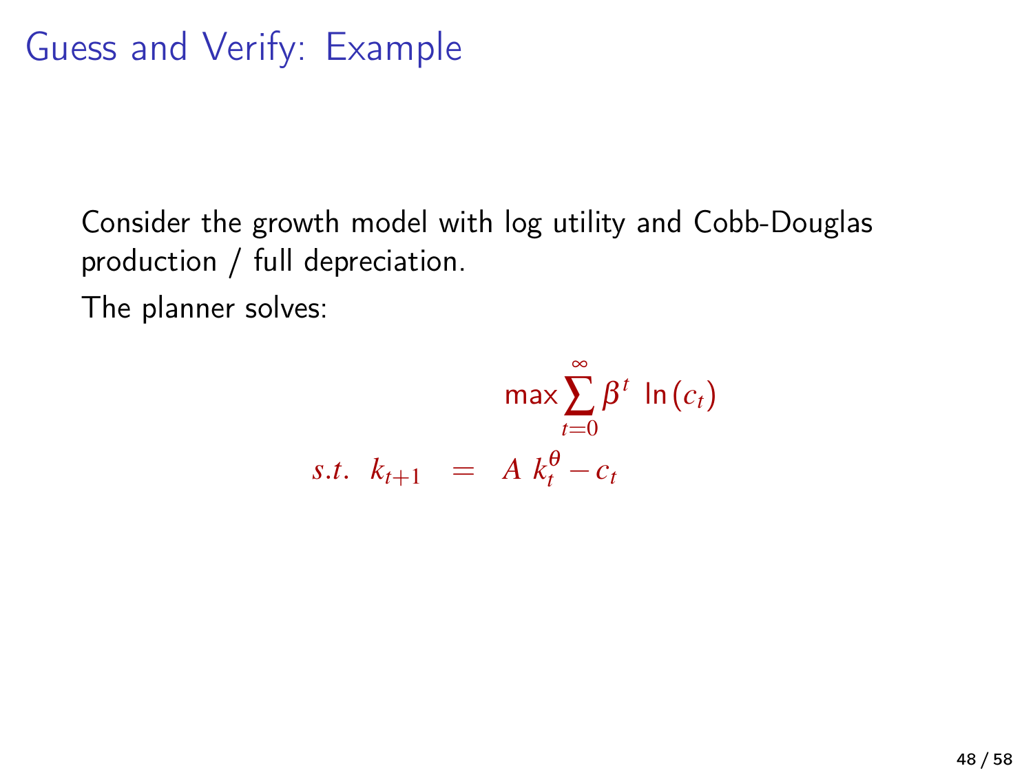# Guess and Verify: Example

Consider the growth model with log utility and Cobb-Douglas production / full depreciation.

The planner solves:

$$\max \sum_{t=0}^{\infty} \beta^t \ \ln(c_t)$$

$$s.t. \ \ k_{t+1} = A \ k_t^{\theta} - c_t$$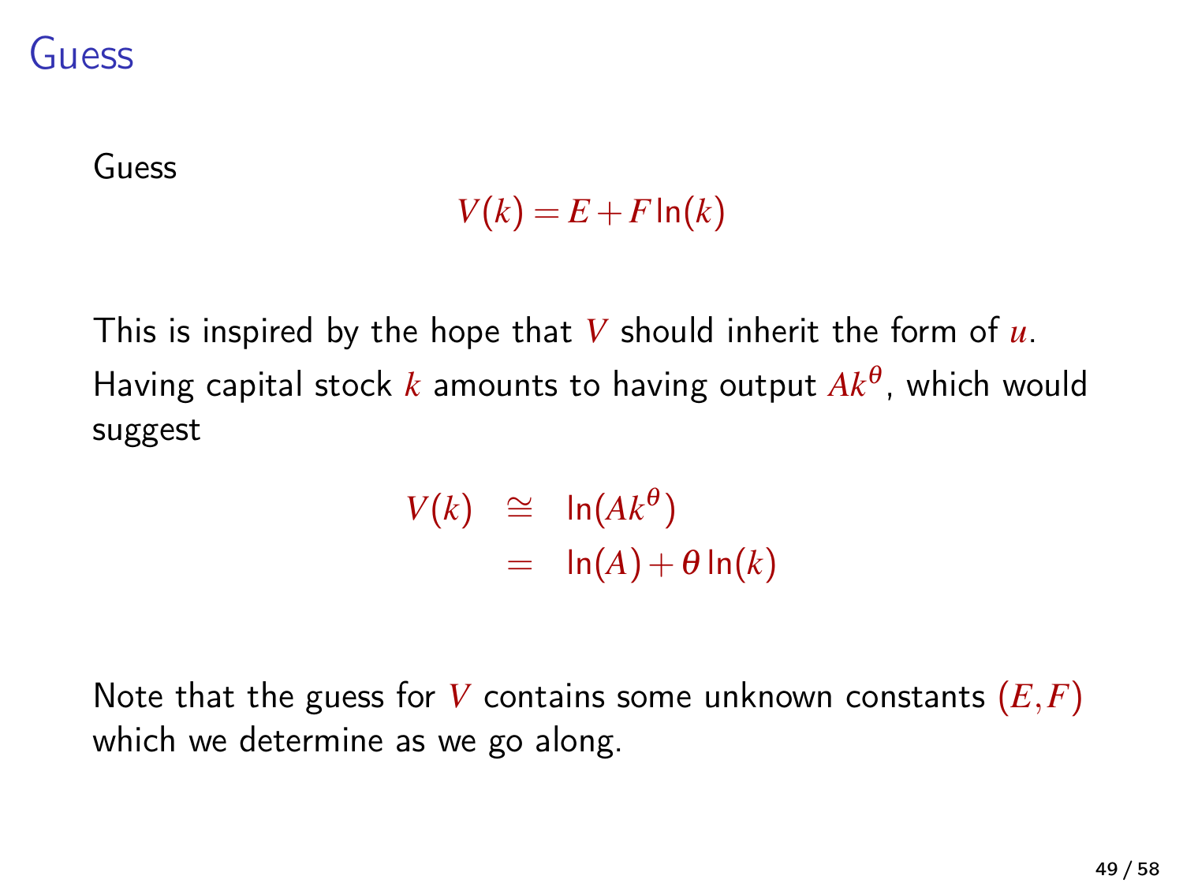# Guess

Guess

$$V(k) = E + F \ln(k)$$

This is inspired by the hope that $V$ should inherit the form of $u$. Having capital stock $k$ amounts to having output $Ak^{\theta}$, which would suggest

$$\begin{aligned} V(k) &\cong \ln(Ak^{\theta}) \\ &= \ln(A) + \theta \ln(k) \end{aligned}$$

Note that the guess for $V$ contains some unknown constants $(E, F)$ which we determine as we go along.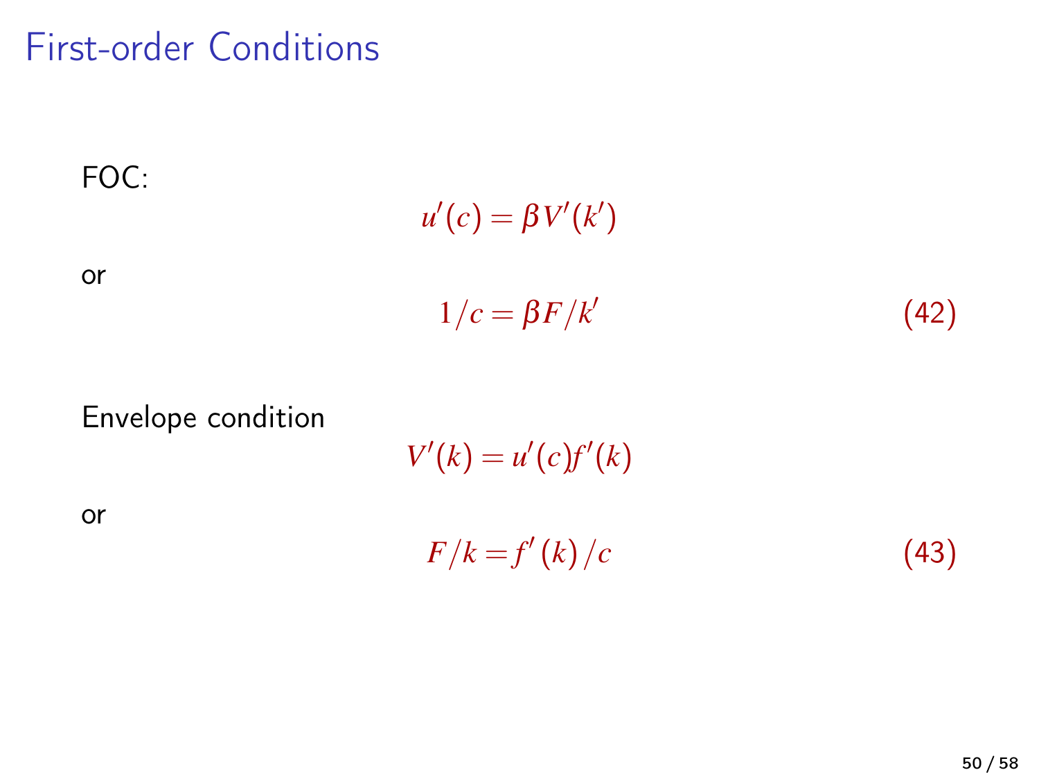# First-order Conditions

FOC:

$$u'(c) = \beta V'(k')$$

or

$$1/c = \beta F/k' \tag{42}$$

Envelope condition

$$V'(k) = u'(c)f'(k)$$

or

$$F/k = f'(k)/c \tag{43}$$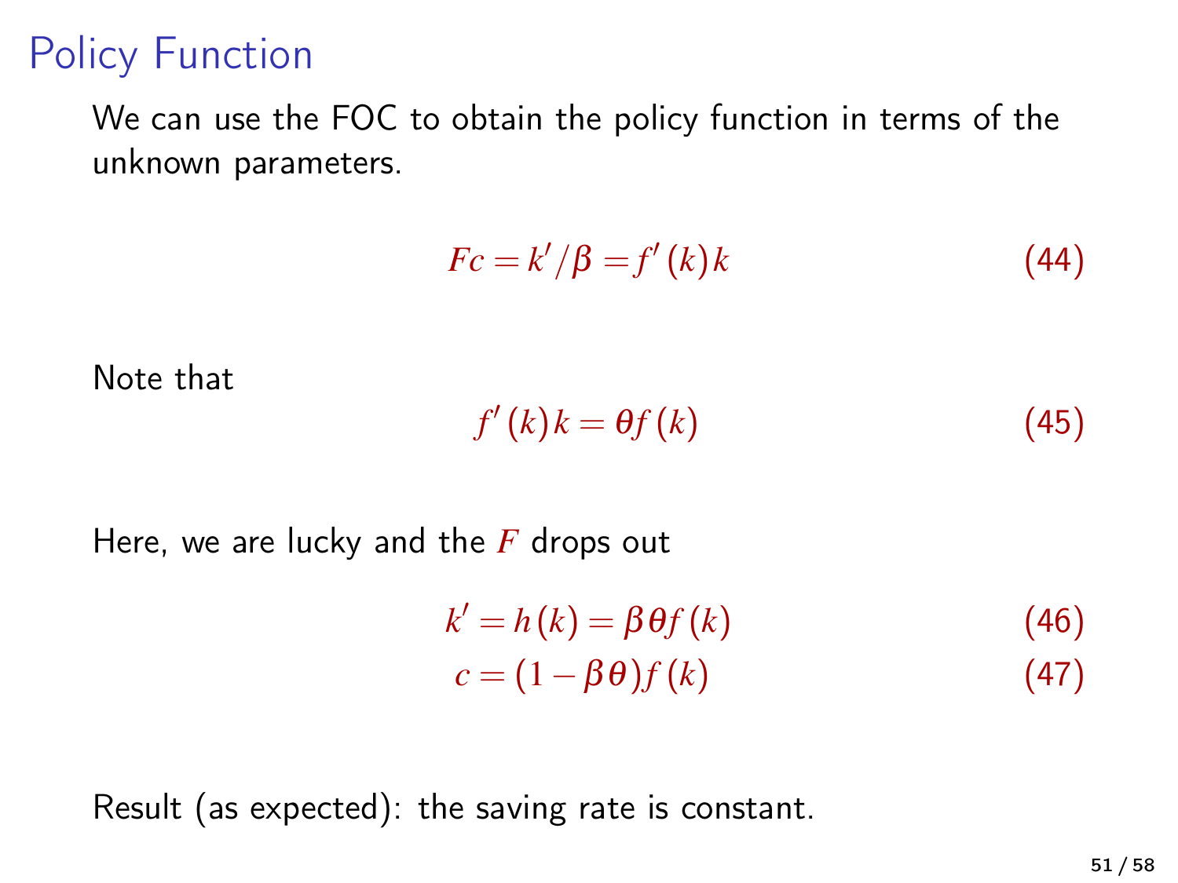# Policy Function

We can use the FOC to obtain the policy function in terms of the unknown parameters.

$$Fc = k'/\beta = f'(k)k \tag{44}$$

Note that

$$f'(k)k = \theta f(k) \tag{45}$$

Here, we are lucky and the $F$ drops out

$$k' = h(k) = \beta\theta f(k) \tag{46}$$

$$c = (1-\beta\theta)f(k) \tag{47}$$

Result (as expected): the saving rate is constant.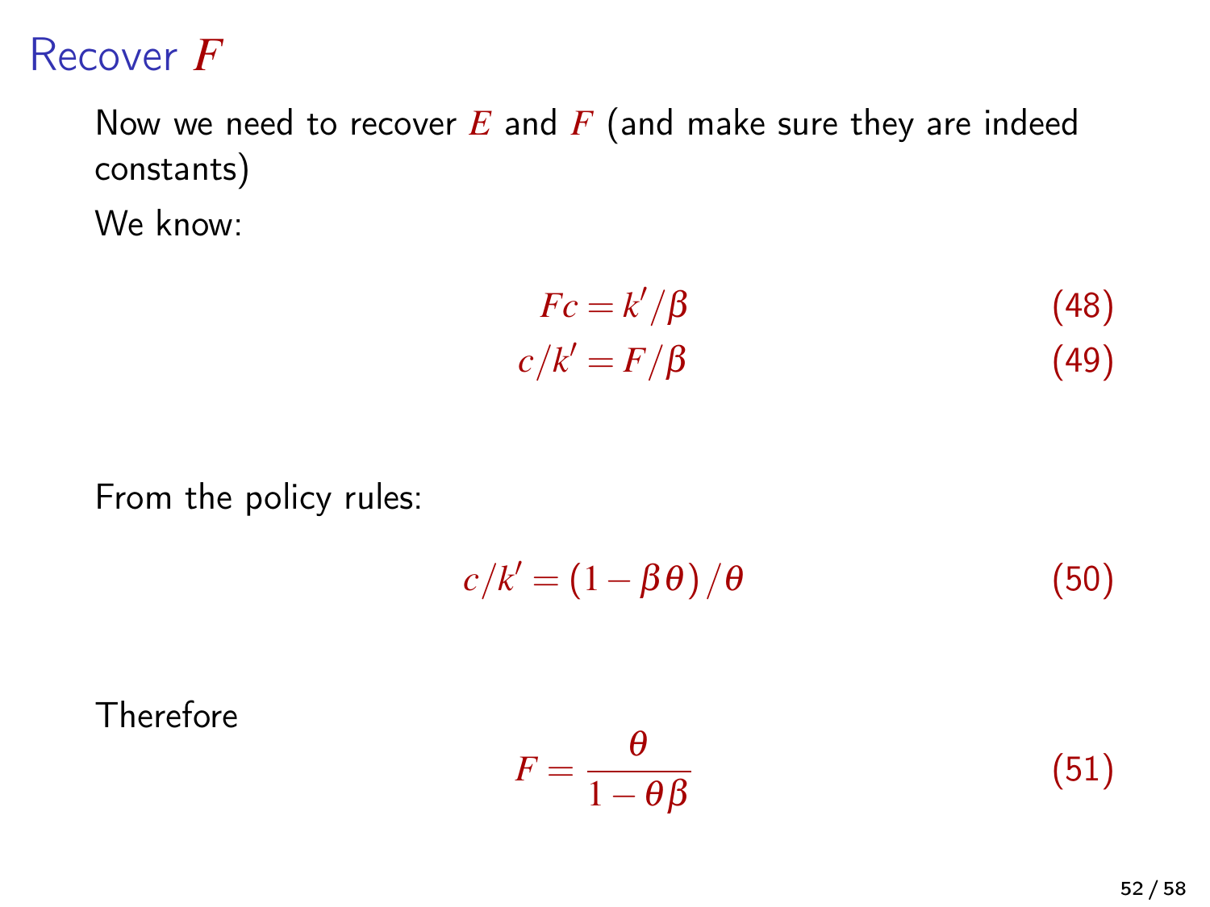# Recover $F$

Now we need to recover $E$ and $F$ (and make sure they are indeed constants)

We know:

$$Fc = k'/\beta \tag{48}$$

$$c/k' = F/\beta \tag{49}$$

From the policy rules:

$$c/k' = (1 - \beta\theta)/\theta \tag{50}$$

Therefore

$$F = \frac{\theta}{1 - \theta\beta} \tag{51}$$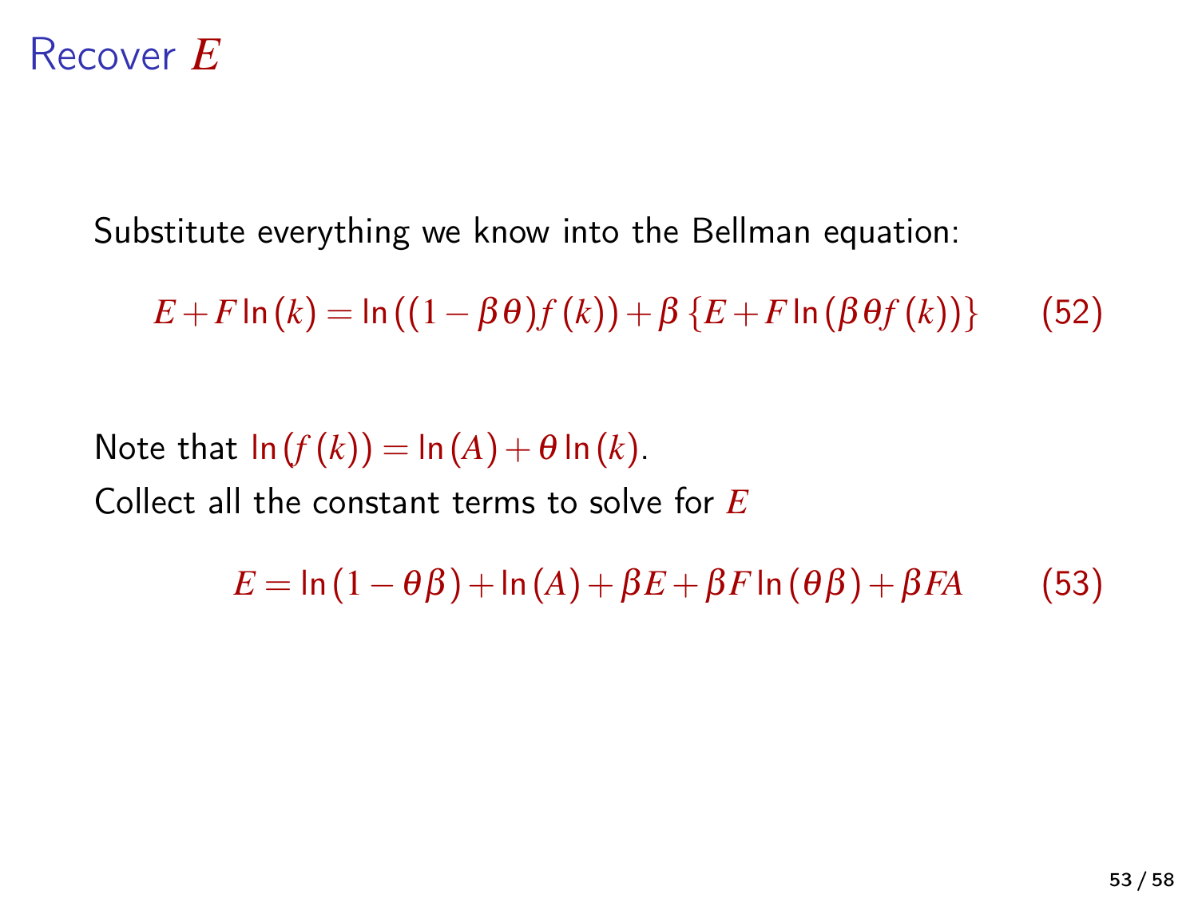# Recover $E$

Substitute everything we know into the Bellman equation:

$$E + F\ln(k) = \ln((1-\beta\theta)f(k)) + \beta\{E + F\ln(\beta\theta f(k))\} \tag{52}$$

Note that $\ln(f(k)) = \ln(A) + \theta\ln(k)$.

Collect all the constant terms to solve for $E$

$$E = \ln(1-\theta\beta) + \ln(A) + \beta E + \beta F\ln(\theta\beta) + \beta FA \tag{53}$$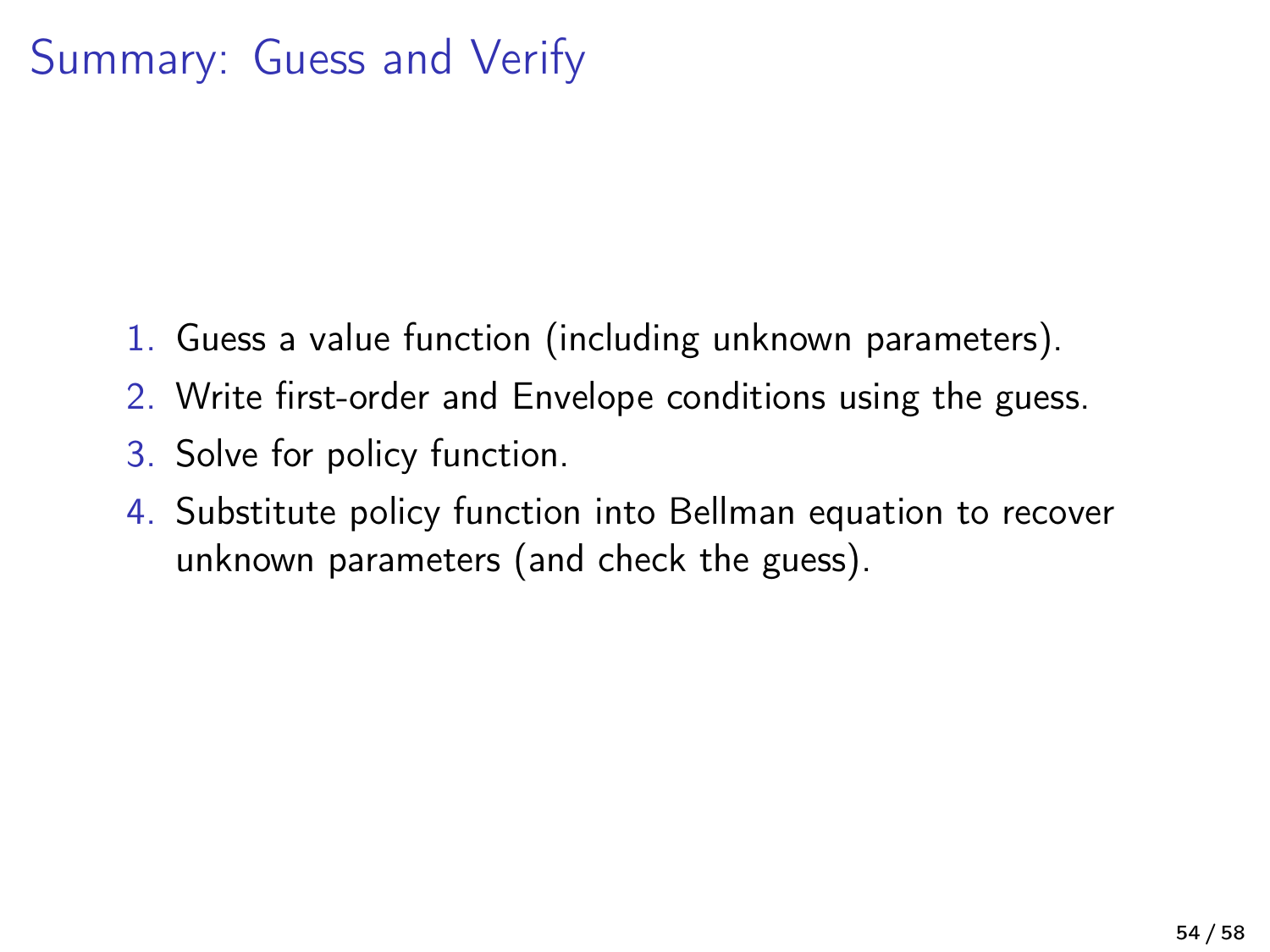# Summary: Guess and Verify

1. Guess a value function (including unknown parameters).
2. Write first-order and Envelope conditions using the guess.
3. Solve for policy function.
4. Substitute policy function into Bellman equation to recover unknown parameters (and check the guess).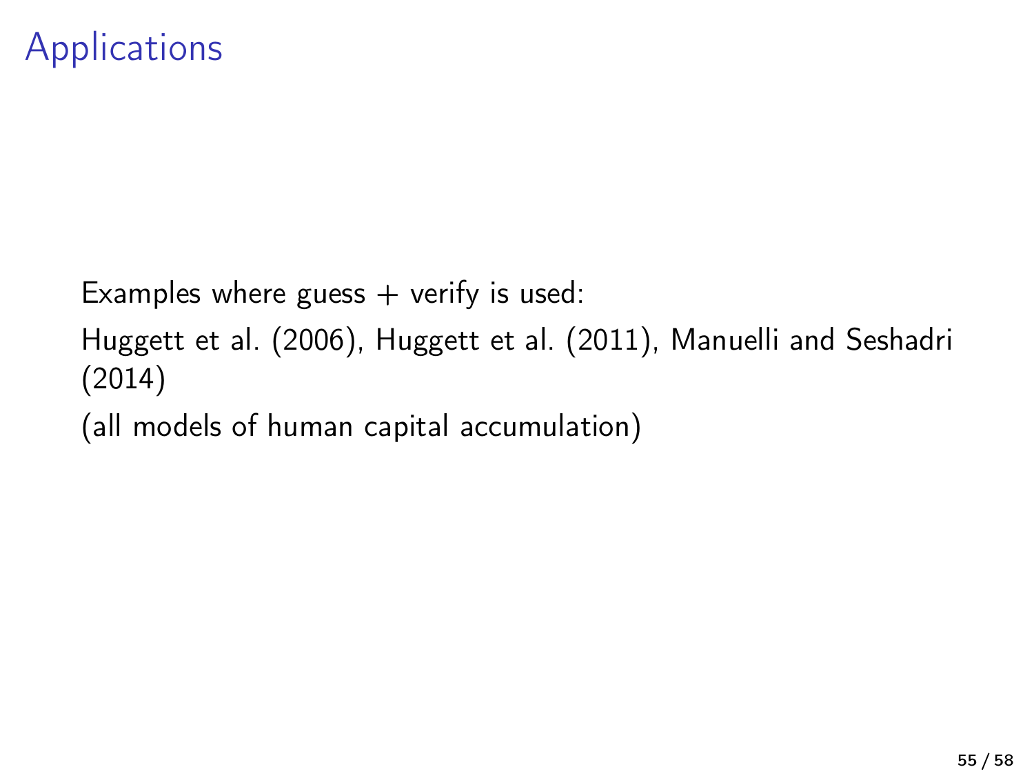# Applications

Examples where guess + verify is used:

Huggett et al. (2006), Huggett et al. (2011), Manuelli and Seshadri (2014)

(all models of human capital accumulation)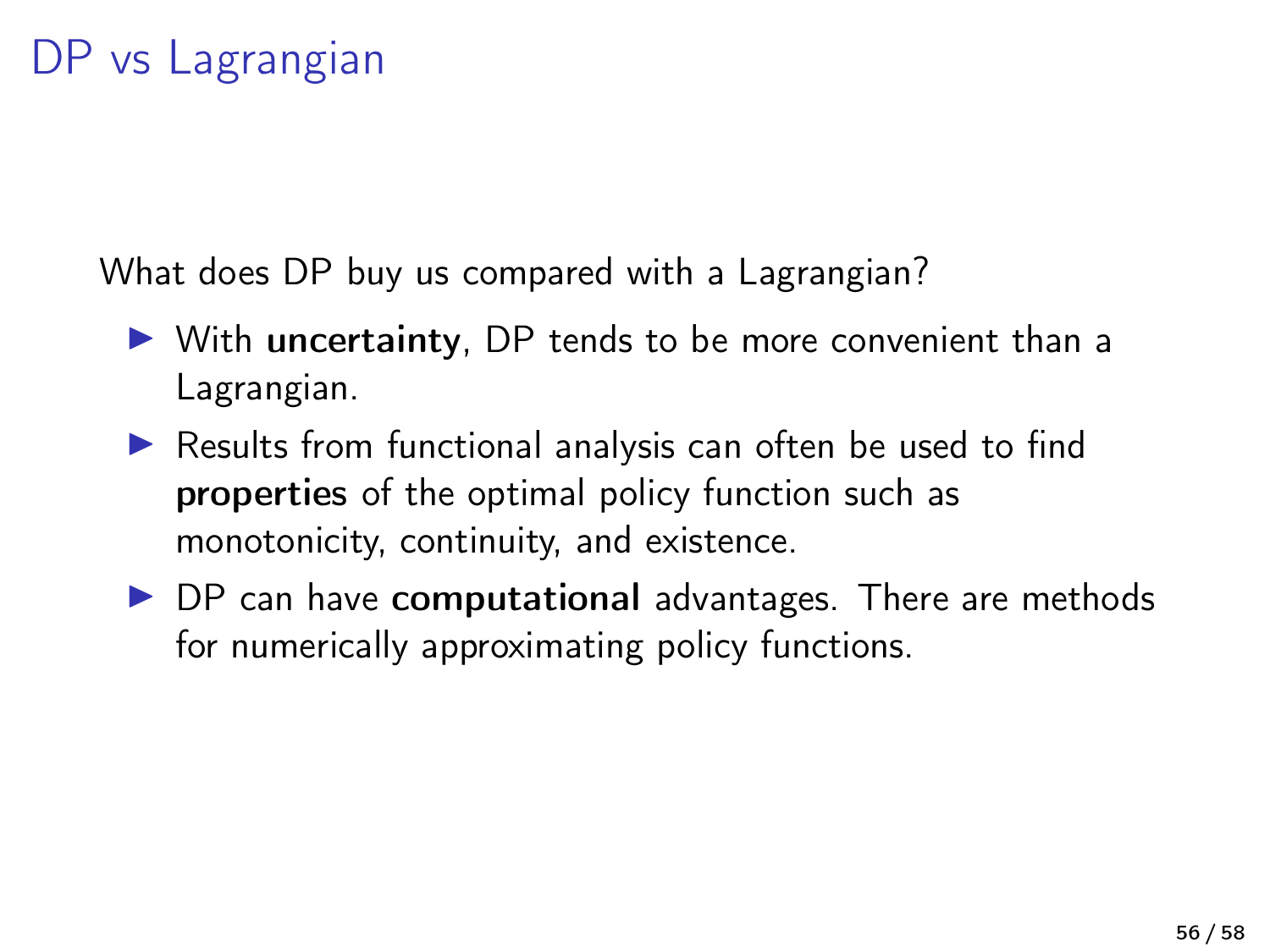# DP vs Lagrangian

What does DP buy us compared with a Lagrangian?

- With **uncertainty**, DP tends to be more convenient than a Lagrangian.
- Results from functional analysis can often be used to find **properties** of the optimal policy function such as monotonicity, continuity, and existence.
- DP can have **computational** advantages. There are methods for numerically approximating policy functions.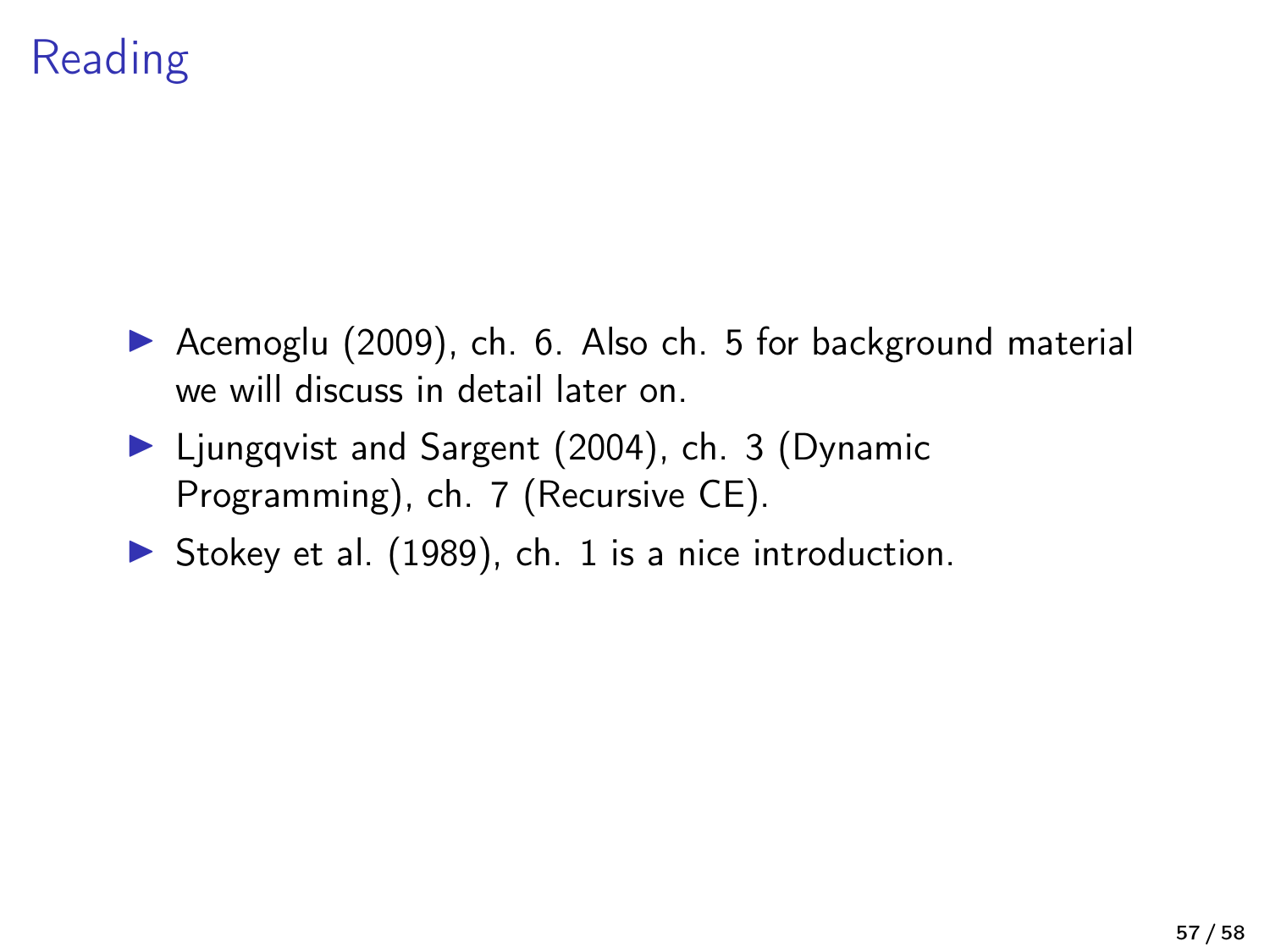# Reading

- Acemoglu (2009), ch. 6. Also ch. 5 for background material we will discuss in detail later on.
- Ljungqvist and Sargent (2004), ch. 3 (Dynamic Programming), ch. 7 (Recursive CE).
- Stokey et al. (1989), ch. 1 is a nice introduction.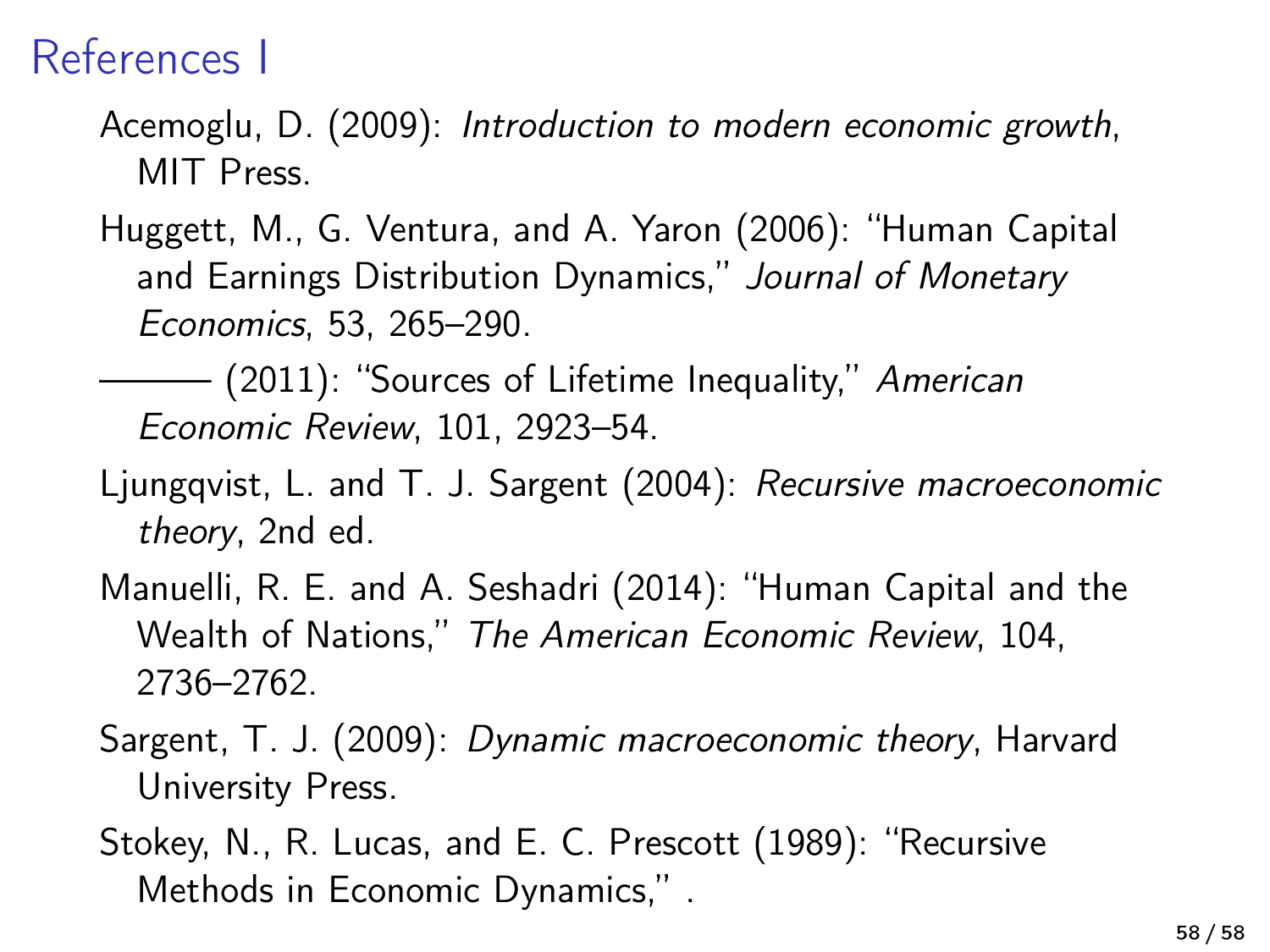# References I

Acemoglu, D. (2009): *Introduction to modern economic growth*, MIT Press.

Huggett, M., G. Ventura, and A. Yaron (2006): "Human Capital and Earnings Distribution Dynamics," *Journal of Monetary Economics*, 53, 265–290.

——— (2011): "Sources of Lifetime Inequality," *American Economic Review*, 101, 2923–54.

Ljungqvist, L. and T. J. Sargent (2004): *Recursive macroeconomic theory*, 2nd ed.

Manuelli, R. E. and A. Seshadri (2014): "Human Capital and the Wealth of Nations," *The American Economic Review*, 104, 2736–2762.

Sargent, T. J. (2009): *Dynamic macroeconomic theory*, Harvard University Press.

Stokey, N., R. Lucas, and E. C. Prescott (1989): "Recursive Methods in Economic Dynamics," .